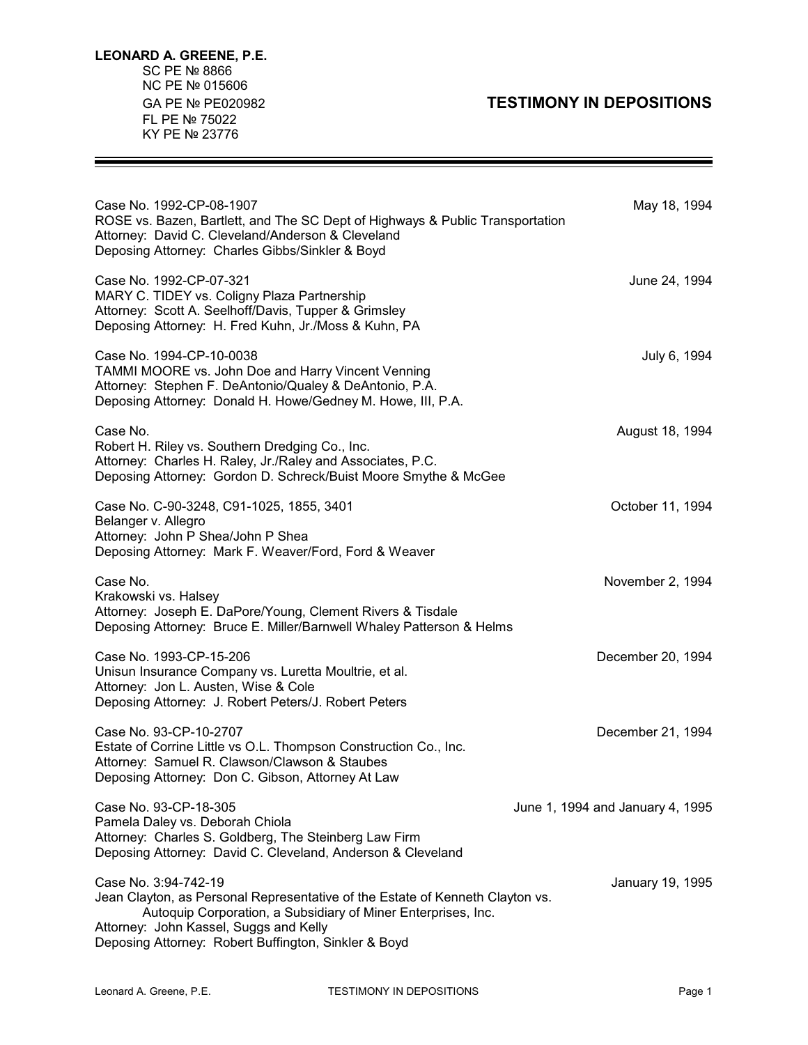**LEONARD A. GREENE, P.E.**
SC PE № 8866
NC PE № 015606
GA PE № PE020982
FL PE № 75022
KY PE № 23776

# TESTIMONY IN DEPOSITIONS

---

Case No. 1992-CP-08-1907 — May 18, 1994
ROSE vs. Bazen, Bartlett, and The SC Dept of Highways & Public Transportation
Attorney: David C. Cleveland/Anderson & Cleveland
Deposing Attorney: Charles Gibbs/Sinkler & Boyd

Case No. 1992-CP-07-321 — June 24, 1994
MARY C. TIDEY vs. Coligny Plaza Partnership
Attorney: Scott A. Seelhoff/Davis, Tupper & Grimsley
Deposing Attorney: H. Fred Kuhn, Jr./Moss & Kuhn, PA

Case No. 1994-CP-10-0038 — July 6, 1994
TAMMI MOORE vs. John Doe and Harry Vincent Venning
Attorney: Stephen F. DeAntonio/Qualey & DeAntonio, P.A.
Deposing Attorney: Donald H. Howe/Gedney M. Howe, III, P.A.

Case No. — August 18, 1994
Robert H. Riley vs. Southern Dredging Co., Inc.
Attorney: Charles H. Raley, Jr./Raley and Associates, P.C.
Deposing Attorney: Gordon D. Schreck/Buist Moore Smythe & McGee

Case No. C-90-3248, C91-1025, 1855, 3401 — October 11, 1994
Belanger v. Allegro
Attorney: John P Shea/John P Shea
Deposing Attorney: Mark F. Weaver/Ford, Ford & Weaver

Case No. — November 2, 1994
Krakowski vs. Halsey
Attorney: Joseph E. DaPore/Young, Clement Rivers & Tisdale
Deposing Attorney: Bruce E. Miller/Barnwell Whaley Patterson & Helms

Case No. 1993-CP-15-206 — December 20, 1994
Unisun Insurance Company vs. Luretta Moultrie, et al.
Attorney: Jon L. Austen, Wise & Cole
Deposing Attorney: J. Robert Peters/J. Robert Peters

Case No. 93-CP-10-2707 — December 21, 1994
Estate of Corrine Little vs O.L. Thompson Construction Co., Inc.
Attorney: Samuel R. Clawson/Clawson & Staubes
Deposing Attorney: Don C. Gibson, Attorney At Law

Case No. 93-CP-18-305 — June 1, 1994 and January 4, 1995
Pamela Daley vs. Deborah Chiola
Attorney: Charles S. Goldberg, The Steinberg Law Firm
Deposing Attorney: David C. Cleveland, Anderson & Cleveland

Case No. 3:94-742-19 — January 19, 1995
Jean Clayton, as Personal Representative of the Estate of Kenneth Clayton vs.
Autoquip Corporation, a Subsidiary of Miner Enterprises, Inc.
Attorney: John Kassel, Suggs and Kelly
Deposing Attorney: Robert Buffington, Sinkler & Boyd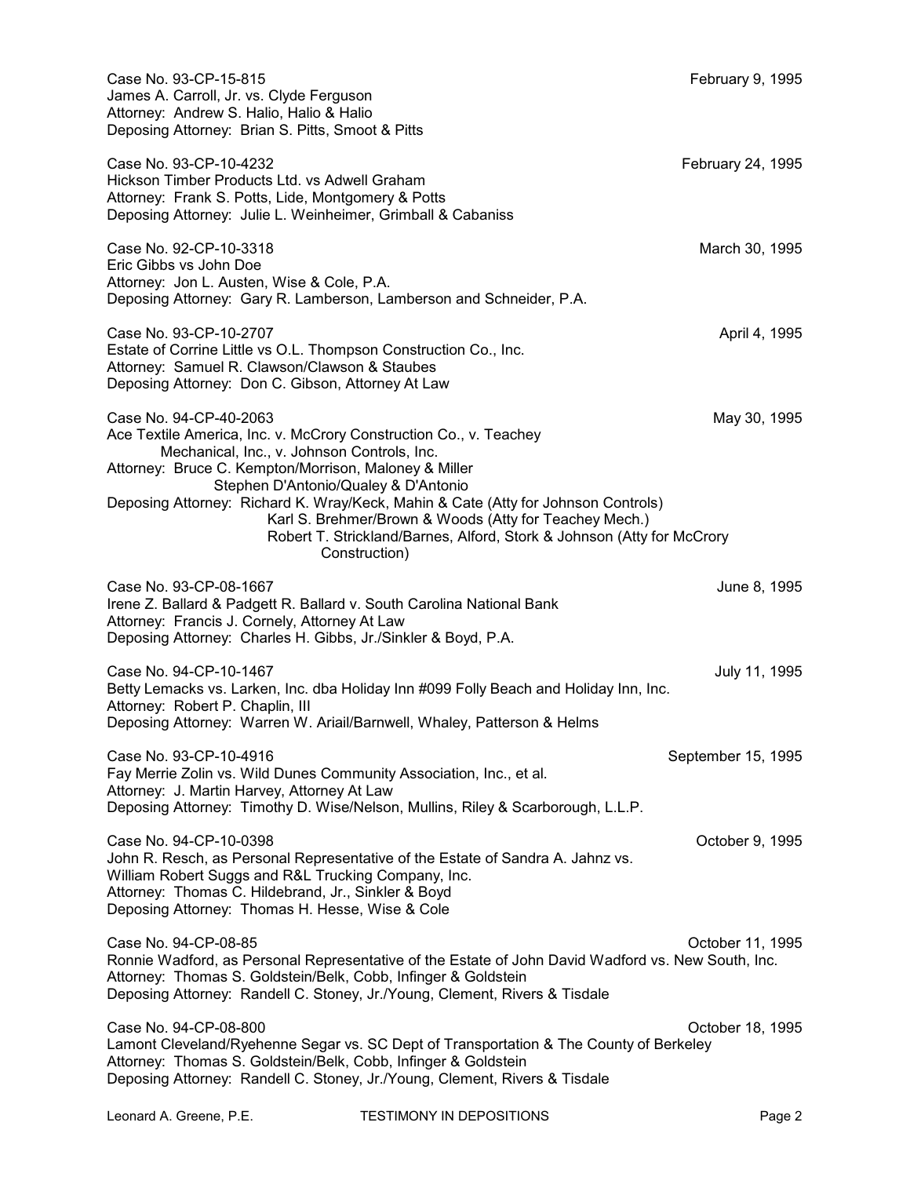Case No. 93-CP-15-815 February 9, 1995
James A. Carroll, Jr. vs. Clyde Ferguson
Attorney: Andrew S. Halio, Halio & Halio
Deposing Attorney: Brian S. Pitts, Smoot & Pitts

Case No. 93-CP-10-4232 February 24, 1995
Hickson Timber Products Ltd. vs Adwell Graham
Attorney: Frank S. Potts, Lide, Montgomery & Potts
Deposing Attorney: Julie L. Weinheimer, Grimball & Cabaniss

Case No. 92-CP-10-3318 March 30, 1995
Eric Gibbs vs John Doe
Attorney: Jon L. Austen, Wise & Cole, P.A.
Deposing Attorney: Gary R. Lamberson, Lamberson and Schneider, P.A.

Case No. 93-CP-10-2707 April 4, 1995
Estate of Corrine Little vs O.L. Thompson Construction Co., Inc.
Attorney: Samuel R. Clawson/Clawson & Staubes
Deposing Attorney: Don C. Gibson, Attorney At Law

Case No. 94-CP-40-2063 May 30, 1995
Ace Textile America, Inc. v. McCrory Construction Co., v. Teachey Mechanical, Inc., v. Johnson Controls, Inc.
Attorney: Bruce C. Kempton/Morrison, Maloney & Miller
Stephen D'Antonio/Qualey & D'Antonio
Deposing Attorney: Richard K. Wray/Keck, Mahin & Cate (Atty for Johnson Controls)
Karl S. Brehmer/Brown & Woods (Atty for Teachey Mech.)
Robert T. Strickland/Barnes, Alford, Stork & Johnson (Atty for McCrory Construction)

Case No. 93-CP-08-1667 June 8, 1995
Irene Z. Ballard & Padgett R. Ballard v. South Carolina National Bank
Attorney: Francis J. Cornely, Attorney At Law
Deposing Attorney: Charles H. Gibbs, Jr./Sinkler & Boyd, P.A.

Case No. 94-CP-10-1467 July 11, 1995
Betty Lemacks vs. Larken, Inc. dba Holiday Inn #099 Folly Beach and Holiday Inn, Inc.
Attorney: Robert P. Chaplin, III
Deposing Attorney: Warren W. Ariail/Barnwell, Whaley, Patterson & Helms

Case No. 93-CP-10-4916 September 15, 1995
Fay Merrie Zolin vs. Wild Dunes Community Association, Inc., et al.
Attorney: J. Martin Harvey, Attorney At Law
Deposing Attorney: Timothy D. Wise/Nelson, Mullins, Riley & Scarborough, L.L.P.

Case No. 94-CP-10-0398 October 9, 1995
John R. Resch, as Personal Representative of the Estate of Sandra A. Jahnz vs. William Robert Suggs and R&L Trucking Company, Inc.
Attorney: Thomas C. Hildebrand, Jr., Sinkler & Boyd
Deposing Attorney: Thomas H. Hesse, Wise & Cole

Case No. 94-CP-08-85 October 11, 1995
Ronnie Wadford, as Personal Representative of the Estate of John David Wadford vs. New South, Inc.
Attorney: Thomas S. Goldstein/Belk, Cobb, Infinger & Goldstein
Deposing Attorney: Randell C. Stoney, Jr./Young, Clement, Rivers & Tisdale

Case No. 94-CP-08-800 October 18, 1995
Lamont Cleveland/Ryehenne Segar vs. SC Dept of Transportation & The County of Berkeley
Attorney: Thomas S. Goldstein/Belk, Cobb, Infinger & Goldstein
Deposing Attorney: Randell C. Stoney, Jr./Young, Clement, Rivers & Tisdale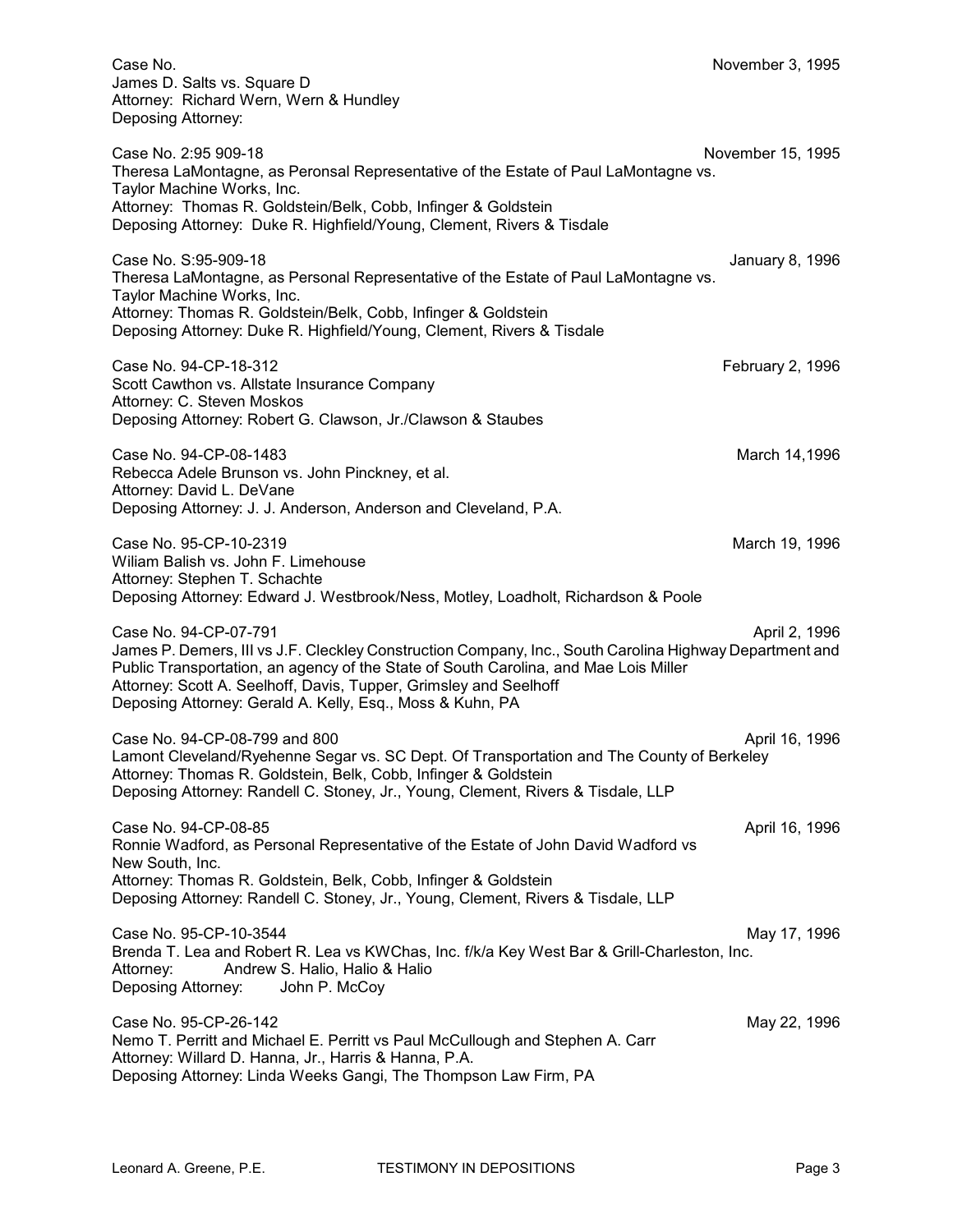Case No.
James D. Salts vs. Square D
Attorney: Richard Wern, Wern & Hundley
Deposing Attorney:

November 3, 1995

Case No. 2:95 909-18
Theresa LaMontagne, as Peronsal Representative of the Estate of Paul LaMontagne vs. Taylor Machine Works, Inc.
Attorney: Thomas R. Goldstein/Belk, Cobb, Infinger & Goldstein
Deposing Attorney: Duke R. Highfield/Young, Clement, Rivers & Tisdale

November 15, 1995

Case No. S:95-909-18
Theresa LaMontagne, as Personal Representative of the Estate of Paul LaMontagne vs. Taylor Machine Works, Inc.
Attorney: Thomas R. Goldstein/Belk, Cobb, Infinger & Goldstein
Deposing Attorney: Duke R. Highfield/Young, Clement, Rivers & Tisdale

January 8, 1996

Case No. 94-CP-18-312
Scott Cawthon vs. Allstate Insurance Company
Attorney: C. Steven Moskos
Deposing Attorney: Robert G. Clawson, Jr./Clawson & Staubes

February 2, 1996

Case No. 94-CP-08-1483
Rebecca Adele Brunson vs. John Pinckney, et al.
Attorney: David L. DeVane
Deposing Attorney: J. J. Anderson, Anderson and Cleveland, P.A.

March 14,1996

Case No. 95-CP-10-2319
Wiliam Balish vs. John F. Limehouse
Attorney: Stephen T. Schachte
Deposing Attorney: Edward J. Westbrook/Ness, Motley, Loadholt, Richardson & Poole

March 19, 1996

Case No. 94-CP-07-791
James P. Demers, III vs J.F. Cleckley Construction Company, Inc., South Carolina Highway Department and Public Transportation, an agency of the State of South Carolina, and Mae Lois Miller
Attorney: Scott A. Seelhoff, Davis, Tupper, Grimsley and Seelhoff
Deposing Attorney: Gerald A. Kelly, Esq., Moss & Kuhn, PA

April 2, 1996

Case No. 94-CP-08-799 and 800
Lamont Cleveland/Ryehenne Segar vs. SC Dept. Of Transportation and The County of Berkeley
Attorney: Thomas R. Goldstein, Belk, Cobb, Infinger & Goldstein
Deposing Attorney: Randell C. Stoney, Jr., Young, Clement, Rivers & Tisdale, LLP

April 16, 1996

Case No. 94-CP-08-85
Ronnie Wadford, as Personal Representative of the Estate of John David Wadford vs New South, Inc.
Attorney: Thomas R. Goldstein, Belk, Cobb, Infinger & Goldstein
Deposing Attorney: Randell C. Stoney, Jr., Young, Clement, Rivers & Tisdale, LLP

April 16, 1996

Case No. 95-CP-10-3544
Brenda T. Lea and Robert R. Lea vs KWChas, Inc. f/k/a Key West Bar & Grill-Charleston, Inc.
Attorney: Andrew S. Halio, Halio & Halio
Deposing Attorney: John P. McCoy

May 17, 1996

Case No. 95-CP-26-142
Nemo T. Perritt and Michael E. Perritt vs Paul McCullough and Stephen A. Carr
Attorney: Willard D. Hanna, Jr., Harris & Hanna, P.A.
Deposing Attorney: Linda Weeks Gangi, The Thompson Law Firm, PA

May 22, 1996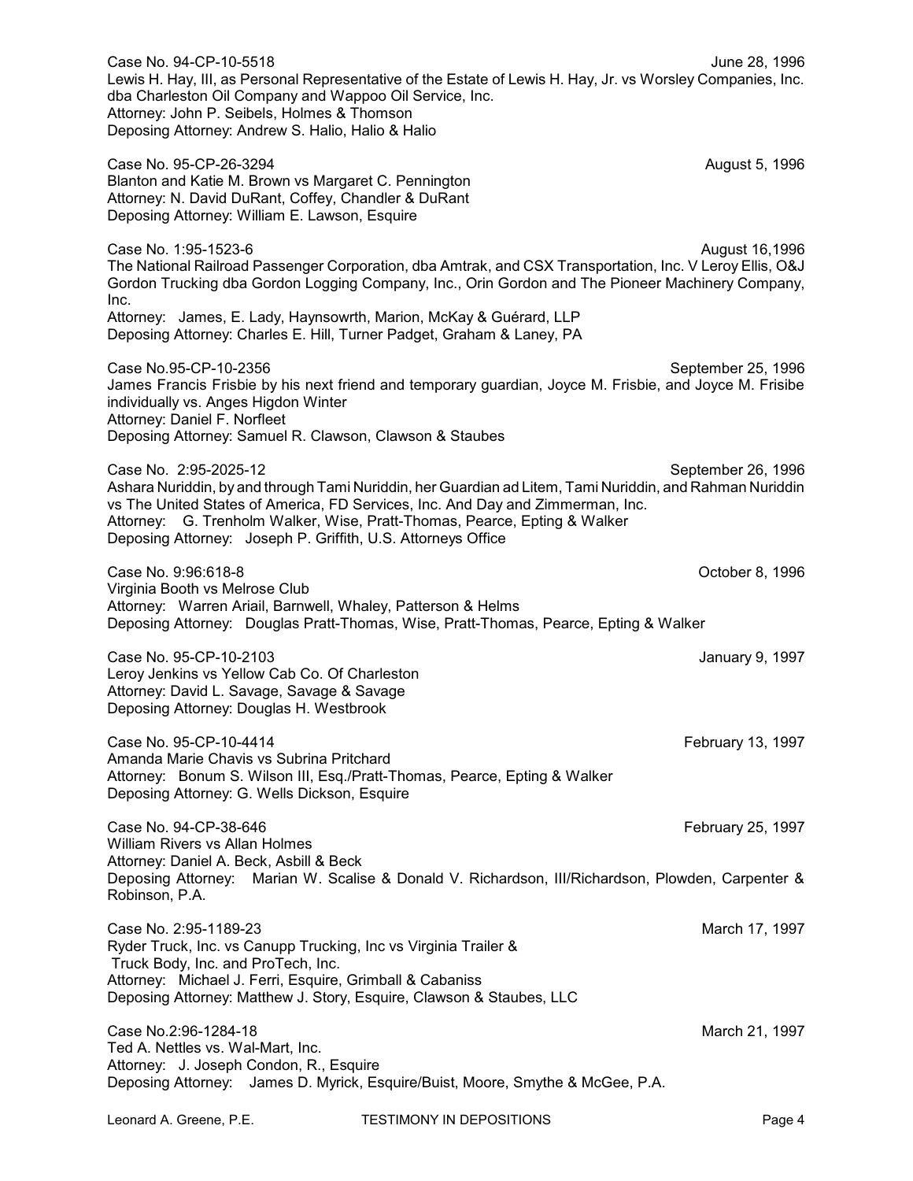Case No. 94-CP-10-5518 June 28, 1996
Lewis H. Hay, III, as Personal Representative of the Estate of Lewis H. Hay, Jr. vs Worsley Companies, Inc. dba Charleston Oil Company and Wappoo Oil Service, Inc.
Attorney: John P. Seibels, Holmes & Thomson
Deposing Attorney: Andrew S. Halio, Halio & Halio

Case No. 95-CP-26-3294 August 5, 1996
Blanton and Katie M. Brown vs Margaret C. Pennington
Attorney: N. David DuRant, Coffey, Chandler & DuRant
Deposing Attorney: William E. Lawson, Esquire

Case No. 1:95-1523-6 August 16,1996
The National Railroad Passenger Corporation, dba Amtrak, and CSX Transportation, Inc. V Leroy Ellis, O&J Gordon Trucking dba Gordon Logging Company, Inc., Orin Gordon and The Pioneer Machinery Company, Inc.
Attorney: James, E. Lady, Haynsowrth, Marion, McKay & Guérard, LLP
Deposing Attorney: Charles E. Hill, Turner Padget, Graham & Laney, PA

Case No.95-CP-10-2356 September 25, 1996
James Francis Frisbie by his next friend and temporary guardian, Joyce M. Frisbie, and Joyce M. Frisibe individually vs. Anges Higdon Winter
Attorney: Daniel F. Norfleet
Deposing Attorney: Samuel R. Clawson, Clawson & Staubes

Case No. 2:95-2025-12 September 26, 1996
Ashara Nuriddin, by and through Tami Nuriddin, her Guardian ad Litem, Tami Nuriddin, and Rahman Nuriddin vs The United States of America, FD Services, Inc. And Day and Zimmerman, Inc.
Attorney: G. Trenholm Walker, Wise, Pratt-Thomas, Pearce, Epting & Walker
Deposing Attorney: Joseph P. Griffith, U.S. Attorneys Office

Case No. 9:96:618-8 October 8, 1996
Virginia Booth vs Melrose Club
Attorney: Warren Ariail, Barnwell, Whaley, Patterson & Helms
Deposing Attorney: Douglas Pratt-Thomas, Wise, Pratt-Thomas, Pearce, Epting & Walker

Case No. 95-CP-10-2103 January 9, 1997
Leroy Jenkins vs Yellow Cab Co. Of Charleston
Attorney: David L. Savage, Savage & Savage
Deposing Attorney: Douglas H. Westbrook

Case No. 95-CP-10-4414 February 13, 1997
Amanda Marie Chavis vs Subrina Pritchard
Attorney: Bonum S. Wilson III, Esq./Pratt-Thomas, Pearce, Epting & Walker
Deposing Attorney: G. Wells Dickson, Esquire

Case No. 94-CP-38-646 February 25, 1997
William Rivers vs Allan Holmes
Attorney: Daniel A. Beck, Asbill & Beck
Deposing Attorney: Marian W. Scalise & Donald V. Richardson, III/Richardson, Plowden, Carpenter & Robinson, P.A.

Case No. 2:95-1189-23 March 17, 1997
Ryder Truck, Inc. vs Canupp Trucking, Inc vs Virginia Trailer & Truck Body, Inc. and ProTech, Inc.
Attorney: Michael J. Ferri, Esquire, Grimball & Cabaniss
Deposing Attorney: Matthew J. Story, Esquire, Clawson & Staubes, LLC

Case No.2:96-1284-18 March 21, 1997
Ted A. Nettles vs. Wal-Mart, Inc.
Attorney: J. Joseph Condon, R., Esquire
Deposing Attorney: James D. Myrick, Esquire/Buist, Moore, Smythe & McGee, P.A.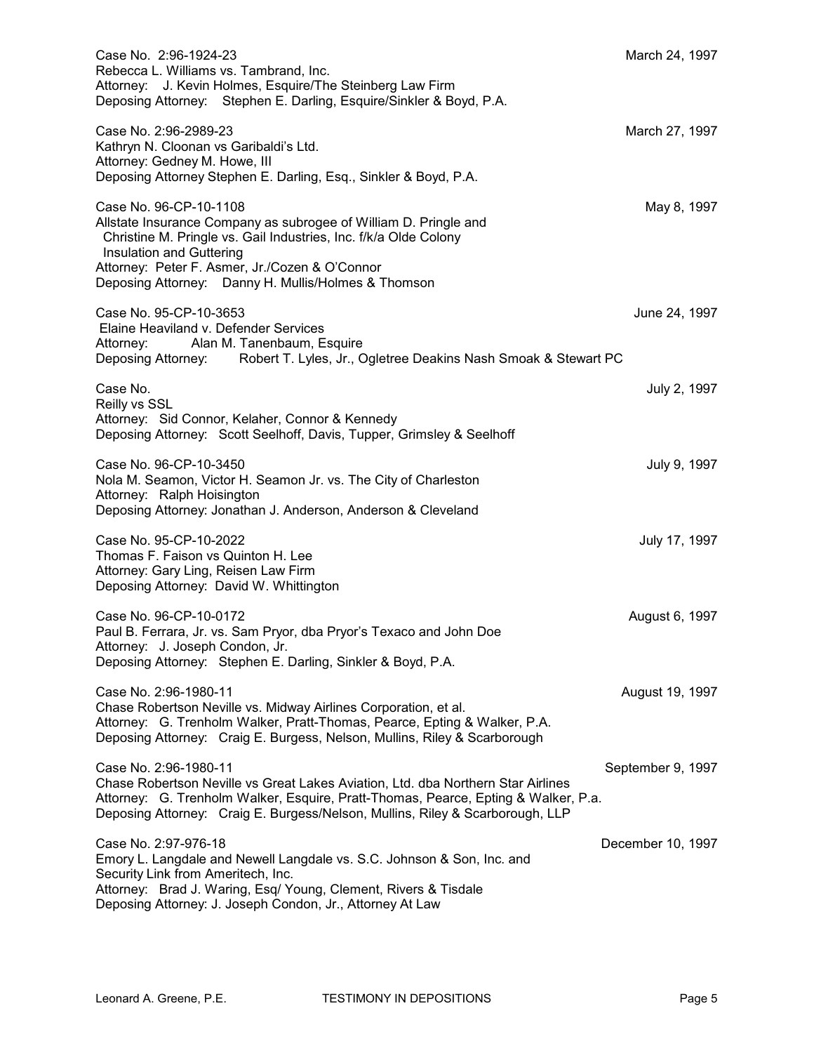Case No. 2:96-1924-23 — March 24, 1997
Rebecca L. Williams vs. Tambrand, Inc.
Attorney: J. Kevin Holmes, Esquire/The Steinberg Law Firm
Deposing Attorney: Stephen E. Darling, Esquire/Sinkler & Boyd, P.A.

Case No. 2:96-2989-23 — March 27, 1997
Kathryn N. Cloonan vs Garibaldi's Ltd.
Attorney: Gedney M. Howe, III
Deposing Attorney Stephen E. Darling, Esq., Sinkler & Boyd, P.A.

Case No. 96-CP-10-1108 — May 8, 1997
Allstate Insurance Company as subrogee of William D. Pringle and Christine M. Pringle vs. Gail Industries, Inc. f/k/a Olde Colony Insulation and Guttering
Attorney: Peter F. Asmer, Jr./Cozen & O'Connor
Deposing Attorney: Danny H. Mullis/Holmes & Thomson

Case No. 95-CP-10-3653 — June 24, 1997
Elaine Heaviland v. Defender Services
Attorney: Alan M. Tanenbaum, Esquire
Deposing Attorney: Robert T. Lyles, Jr., Ogletree Deakins Nash Smoak & Stewart PC

Case No. — July 2, 1997
Reilly vs SSL
Attorney: Sid Connor, Kelaher, Connor & Kennedy
Deposing Attorney: Scott Seelhoff, Davis, Tupper, Grimsley & Seelhoff

Case No. 96-CP-10-3450 — July 9, 1997
Nola M. Seamon, Victor H. Seamon Jr. vs. The City of Charleston
Attorney: Ralph Hoisington
Deposing Attorney: Jonathan J. Anderson, Anderson & Cleveland

Case No. 95-CP-10-2022 — July 17, 1997
Thomas F. Faison vs Quinton H. Lee
Attorney: Gary Ling, Reisen Law Firm
Deposing Attorney: David W. Whittington

Case No. 96-CP-10-0172 — August 6, 1997
Paul B. Ferrara, Jr. vs. Sam Pryor, dba Pryor's Texaco and John Doe
Attorney: J. Joseph Condon, Jr.
Deposing Attorney: Stephen E. Darling, Sinkler & Boyd, P.A.

Case No. 2:96-1980-11 — August 19, 1997
Chase Robertson Neville vs. Midway Airlines Corporation, et al.
Attorney: G. Trenholm Walker, Pratt-Thomas, Pearce, Epting & Walker, P.A.
Deposing Attorney: Craig E. Burgess, Nelson, Mullins, Riley & Scarborough

Case No. 2:96-1980-11 — September 9, 1997
Chase Robertson Neville vs Great Lakes Aviation, Ltd. dba Northern Star Airlines
Attorney: G. Trenholm Walker, Esquire, Pratt-Thomas, Pearce, Epting & Walker, P.a.
Deposing Attorney: Craig E. Burgess/Nelson, Mullins, Riley & Scarborough, LLP

Case No. 2:97-976-18 — December 10, 1997
Emory L. Langdale and Newell Langdale vs. S.C. Johnson & Son, Inc. and Security Link from Ameritech, Inc.
Attorney: Brad J. Waring, Esq/ Young, Clement, Rivers & Tisdale
Deposing Attorney: J. Joseph Condon, Jr., Attorney At Law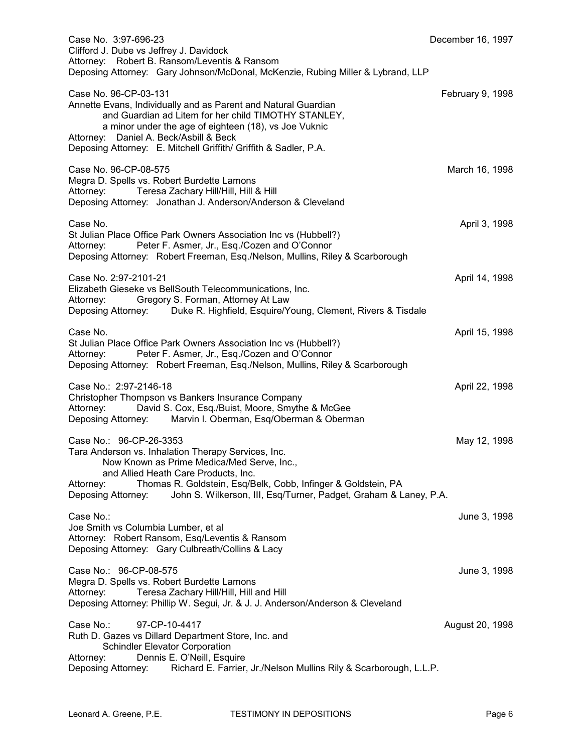Case No. 3:97-696-23 December 16, 1997
Clifford J. Dube vs Jeffrey J. Davidock
Attorney: Robert B. Ransom/Leventis & Ransom
Deposing Attorney: Gary Johnson/McDonal, McKenzie, Rubing Miller & Lybrand, LLP

Case No. 96-CP-03-131 February 9, 1998
Annette Evans, Individually and as Parent and Natural Guardian
and Guardian ad Litem for her child TIMOTHY STANLEY,
a minor under the age of eighteen (18), vs Joe Vuknic
Attorney: Daniel A. Beck/Asbill & Beck
Deposing Attorney: E. Mitchell Griffith/ Griffith & Sadler, P.A.

Case No. 96-CP-08-575 March 16, 1998
Megra D. Spells vs. Robert Burdette Lamons
Attorney: Teresa Zachary Hill/Hill, Hill & Hill
Deposing Attorney: Jonathan J. Anderson/Anderson & Cleveland

Case No. April 3, 1998
St Julian Place Office Park Owners Association Inc vs (Hubbell?)
Attorney: Peter F. Asmer, Jr., Esq./Cozen and O'Connor
Deposing Attorney: Robert Freeman, Esq./Nelson, Mullins, Riley & Scarborough

Case No. 2:97-2101-21 April 14, 1998
Elizabeth Gieseke vs BellSouth Telecommunications, Inc.
Attorney: Gregory S. Forman, Attorney At Law
Deposing Attorney: Duke R. Highfield, Esquire/Young, Clement, Rivers & Tisdale

Case No. April 15, 1998
St Julian Place Office Park Owners Association Inc vs (Hubbell?)
Attorney: Peter F. Asmer, Jr., Esq./Cozen and O'Connor
Deposing Attorney: Robert Freeman, Esq./Nelson, Mullins, Riley & Scarborough

Case No.: 2:97-2146-18 April 22, 1998
Christopher Thompson vs Bankers Insurance Company
Attorney: David S. Cox, Esq./Buist, Moore, Smythe & McGee
Deposing Attorney: Marvin I. Oberman, Esq/Oberman & Oberman

Case No.: 96-CP-26-3353 May 12, 1998
Tara Anderson vs. Inhalation Therapy Services, Inc.
Now Known as Prime Medica/Med Serve, Inc.,
and Allied Heath Care Products, Inc.
Attorney: Thomas R. Goldstein, Esq/Belk, Cobb, Infinger & Goldstein, PA
Deposing Attorney: John S. Wilkerson, III, Esq/Turner, Padget, Graham & Laney, P.A.

Case No.: June 3, 1998
Joe Smith vs Columbia Lumber, et al
Attorney: Robert Ransom, Esq/Leventis & Ransom
Deposing Attorney: Gary Culbreath/Collins & Lacy

Case No.: 96-CP-08-575 June 3, 1998
Megra D. Spells vs. Robert Burdette Lamons
Attorney: Teresa Zachary Hill/Hill, Hill and Hill
Deposing Attorney: Phillip W. Segui, Jr. & J. J. Anderson/Anderson & Cleveland

Case No.: 97-CP-10-4417 August 20, 1998
Ruth D. Gazes vs Dillard Department Store, Inc. and
Schindler Elevator Corporation
Attorney: Dennis E. O'Neill, Esquire
Deposing Attorney: Richard E. Farrier, Jr./Nelson Mullins Rily & Scarborough, L.L.P.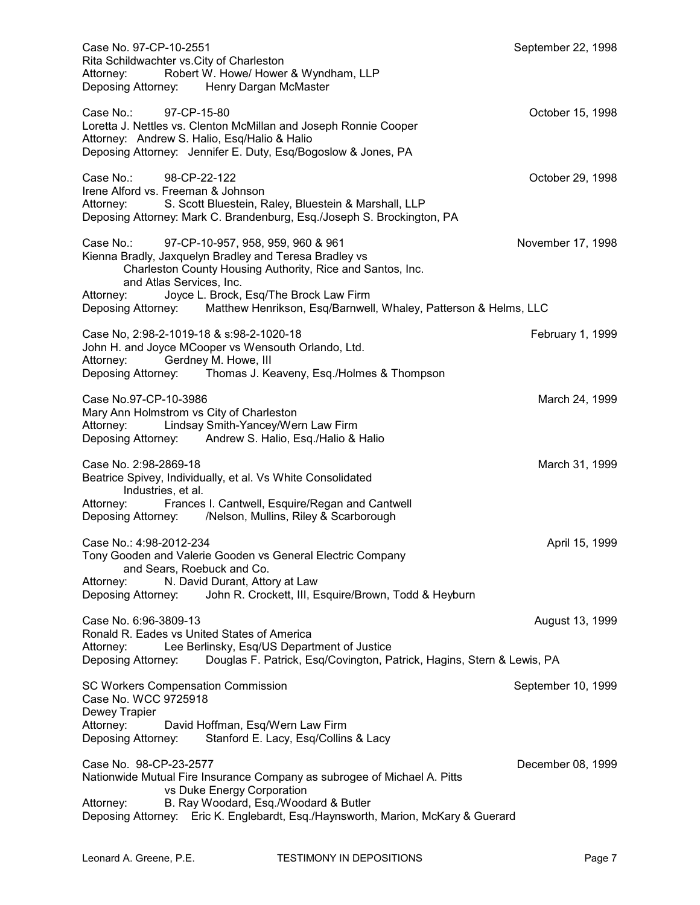Case No. 97-CP-10-2551 September 22, 1998
Rita Schildwachter vs.City of Charleston
Attorney: Robert W. Howe/ Hower & Wyndham, LLP
Deposing Attorney: Henry Dargan McMaster

Case No.: 97-CP-15-80 October 15, 1998
Loretta J. Nettles vs. Clenton McMillan and Joseph Ronnie Cooper
Attorney: Andrew S. Halio, Esq/Halio & Halio
Deposing Attorney: Jennifer E. Duty, Esq/Bogoslow & Jones, PA

Case No.: 98-CP-22-122 October 29, 1998
Irene Alford vs. Freeman & Johnson
Attorney: S. Scott Bluestein, Raley, Bluestein & Marshall, LLP
Deposing Attorney: Mark C. Brandenburg, Esq./Joseph S. Brockington, PA

Case No.: 97-CP-10-957, 958, 959, 960 & 961 November 17, 1998
Kienna Bradly, Jaxquelyn Bradley and Teresa Bradley vs
Charleston County Housing Authority, Rice and Santos, Inc.
and Atlas Services, Inc.
Attorney: Joyce L. Brock, Esq/The Brock Law Firm
Deposing Attorney: Matthew Henrikson, Esq/Barnwell, Whaley, Patterson & Helms, LLC

Case No, 2:98-2-1019-18 & s:98-2-1020-18 February 1, 1999
John H. and Joyce MCooper vs Wensouth Orlando, Ltd.
Attorney: Gerdney M. Howe, III
Deposing Attorney: Thomas J. Keaveny, Esq./Holmes & Thompson

Case No.97-CP-10-3986 March 24, 1999
Mary Ann Holmstrom vs City of Charleston
Attorney: Lindsay Smith-Yancey/Wern Law Firm
Deposing Attorney: Andrew S. Halio, Esq./Halio & Halio

Case No. 2:98-2869-18 March 31, 1999
Beatrice Spivey, Individually, et al. Vs White Consolidated
Industries, et al.
Attorney: Frances I. Cantwell, Esquire/Regan and Cantwell
Deposing Attorney: /Nelson, Mullins, Riley & Scarborough

Case No.: 4:98-2012-234 April 15, 1999
Tony Gooden and Valerie Gooden vs General Electric Company
and Sears, Roebuck and Co.
Attorney: N. David Durant, Attory at Law
Deposing Attorney: John R. Crockett, III, Esquire/Brown, Todd & Heyburn

Case No. 6:96-3809-13 August 13, 1999
Ronald R. Eades vs United States of America
Attorney: Lee Berlinsky, Esq/US Department of Justice
Deposing Attorney: Douglas F. Patrick, Esq/Covington, Patrick, Hagins, Stern & Lewis, PA

SC Workers Compensation Commission September 10, 1999
Case No. WCC 9725918
Dewey Trapier
Attorney: David Hoffman, Esq/Wern Law Firm
Deposing Attorney: Stanford E. Lacy, Esq/Collins & Lacy

Case No. 98-CP-23-2577 December 08, 1999
Nationwide Mutual Fire Insurance Company as subrogee of Michael A. Pitts
vs Duke Energy Corporation
Attorney: B. Ray Woodard, Esq./Woodard & Butler
Deposing Attorney: Eric K. Englebardt, Esq./Haynsworth, Marion, McKary & Guerard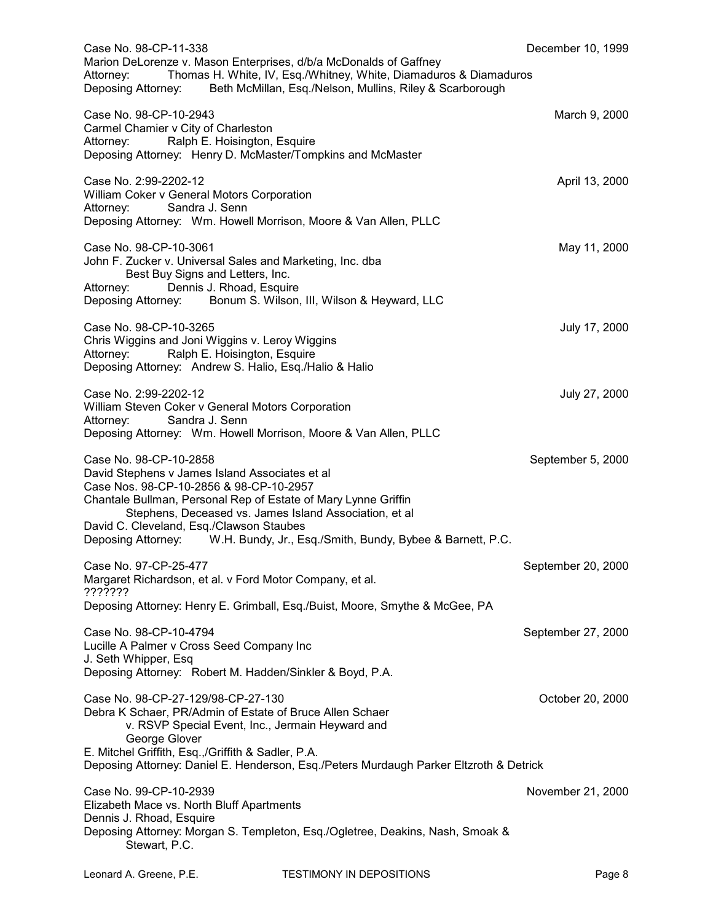Case No. 98-CP-11-338 December 10, 1999
Marion DeLorenze v. Mason Enterprises, d/b/a McDonalds of Gaffney
Attorney: Thomas H. White, IV, Esq./Whitney, White, Diamaduros & Diamaduros
Deposing Attorney: Beth McMillan, Esq./Nelson, Mullins, Riley & Scarborough

Case No. 98-CP-10-2943 March 9, 2000
Carmel Chamier v City of Charleston
Attorney: Ralph E. Hoisington, Esquire
Deposing Attorney: Henry D. McMaster/Tompkins and McMaster

Case No. 2:99-2202-12 April 13, 2000
William Coker v General Motors Corporation
Attorney: Sandra J. Senn
Deposing Attorney: Wm. Howell Morrison, Moore & Van Allen, PLLC

Case No. 98-CP-10-3061 May 11, 2000
John F. Zucker v. Universal Sales and Marketing, Inc. dba
Best Buy Signs and Letters, Inc.
Attorney: Dennis J. Rhoad, Esquire
Deposing Attorney: Bonum S. Wilson, III, Wilson & Heyward, LLC

Case No. 98-CP-10-3265 July 17, 2000
Chris Wiggins and Joni Wiggins v. Leroy Wiggins
Attorney: Ralph E. Hoisington, Esquire
Deposing Attorney: Andrew S. Halio, Esq./Halio & Halio

Case No. 2:99-2202-12 July 27, 2000
William Steven Coker v General Motors Corporation
Attorney: Sandra J. Senn
Deposing Attorney: Wm. Howell Morrison, Moore & Van Allen, PLLC

Case No. 98-CP-10-2858 September 5, 2000
David Stephens v James Island Associates et al
Case Nos. 98-CP-10-2856 & 98-CP-10-2957
Chantale Bullman, Personal Rep of Estate of Mary Lynne Griffin
Stephens, Deceased vs. James Island Association, et al
David C. Cleveland, Esq./Clawson Staubes
Deposing Attorney: W.H. Bundy, Jr., Esq./Smith, Bundy, Bybee & Barnett, P.C.

Case No. 97-CP-25-477 September 20, 2000
Margaret Richardson, et al. v Ford Motor Company, et al.
???????
Deposing Attorney: Henry E. Grimball, Esq./Buist, Moore, Smythe & McGee, PA

Case No. 98-CP-10-4794 September 27, 2000
Lucille A Palmer v Cross Seed Company Inc
J. Seth Whipper, Esq
Deposing Attorney: Robert M. Hadden/Sinkler & Boyd, P.A.

Case No. 98-CP-27-129/98-CP-27-130 October 20, 2000
Debra K Schaer, PR/Admin of Estate of Bruce Allen Schaer
v. RSVP Special Event, Inc., Jermain Heyward and
George Glover
E. Mitchel Griffith, Esq.,/Griffith & Sadler, P.A.
Deposing Attorney: Daniel E. Henderson, Esq./Peters Murdaugh Parker Eltzroth & Detrick

Case No. 99-CP-10-2939 November 21, 2000
Elizabeth Mace vs. North Bluff Apartments
Dennis J. Rhoad, Esquire
Deposing Attorney: Morgan S. Templeton, Esq./Ogletree, Deakins, Nash, Smoak &
Stewart, P.C.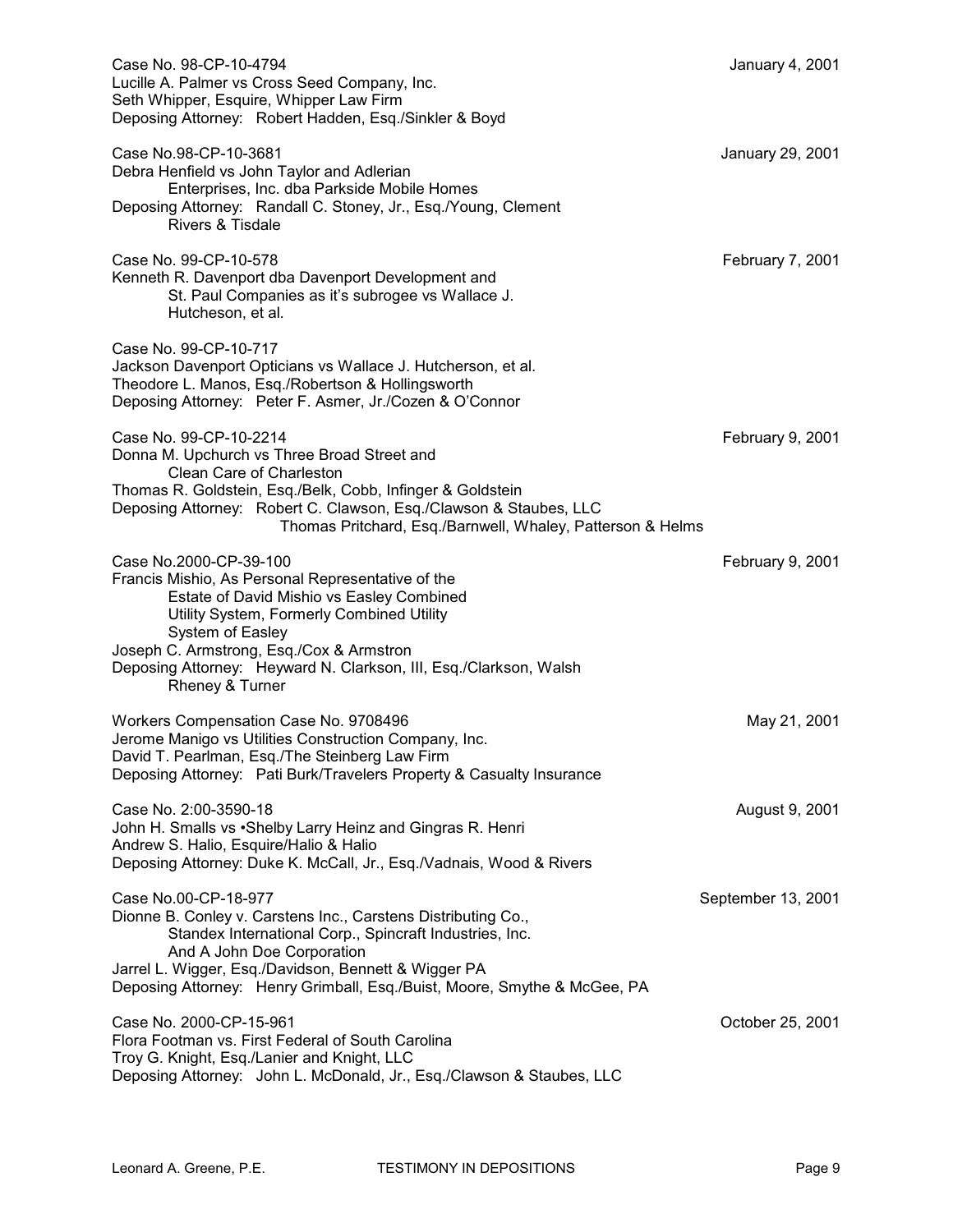Case No. 98-CP-10-4794 — January 4, 2001
Lucille A. Palmer vs Cross Seed Company, Inc.
Seth Whipper, Esquire, Whipper Law Firm
Deposing Attorney: Robert Hadden, Esq./Sinkler & Boyd

Case No.98-CP-10-3681 — January 29, 2001
Debra Henfield vs John Taylor and Adlerian
Enterprises, Inc. dba Parkside Mobile Homes
Deposing Attorney: Randall C. Stoney, Jr., Esq./Young, Clement
Rivers & Tisdale

Case No. 99-CP-10-578 — February 7, 2001
Kenneth R. Davenport dba Davenport Development and
St. Paul Companies as it's subrogee vs Wallace J.
Hutcheson, et al.

Case No. 99-CP-10-717
Jackson Davenport Opticians vs Wallace J. Hutcherson, et al.
Theodore L. Manos, Esq./Robertson & Hollingsworth
Deposing Attorney: Peter F. Asmer, Jr./Cozen & O'Connor

Case No. 99-CP-10-2214 — February 9, 2001
Donna M. Upchurch vs Three Broad Street and
Clean Care of Charleston
Thomas R. Goldstein, Esq./Belk, Cobb, Infinger & Goldstein
Deposing Attorney: Robert C. Clawson, Esq./Clawson & Staubes, LLC
Thomas Pritchard, Esq./Barnwell, Whaley, Patterson & Helms

Case No.2000-CP-39-100 — February 9, 2001
Francis Mishio, As Personal Representative of the
Estate of David Mishio vs Easley Combined
Utility System, Formerly Combined Utility
System of Easley
Joseph C. Armstrong, Esq./Cox & Armstron
Deposing Attorney: Heyward N. Clarkson, III, Esq./Clarkson, Walsh
Rheney & Turner

Workers Compensation Case No. 9708496 — May 21, 2001
Jerome Manigo vs Utilities Construction Company, Inc.
David T. Pearlman, Esq./The Steinberg Law Firm
Deposing Attorney: Pati Burk/Travelers Property & Casualty Insurance

Case No. 2:00-3590-18 — August 9, 2001
John H. Smalls vs •Shelby Larry Heinz and Gingras R. Henri
Andrew S. Halio, Esquire/Halio & Halio
Deposing Attorney: Duke K. McCall, Jr., Esq./Vadnais, Wood & Rivers

Case No.00-CP-18-977 — September 13, 2001
Dionne B. Conley v. Carstens Inc., Carstens Distributing Co.,
Standex International Corp., Spincraft Industries, Inc.
And A John Doe Corporation
Jarrel L. Wigger, Esq./Davidson, Bennett & Wigger PA
Deposing Attorney: Henry Grimball, Esq./Buist, Moore, Smythe & McGee, PA

Case No. 2000-CP-15-961 — October 25, 2001
Flora Footman vs. First Federal of South Carolina
Troy G. Knight, Esq./Lanier and Knight, LLC
Deposing Attorney: John L. McDonald, Jr., Esq./Clawson & Staubes, LLC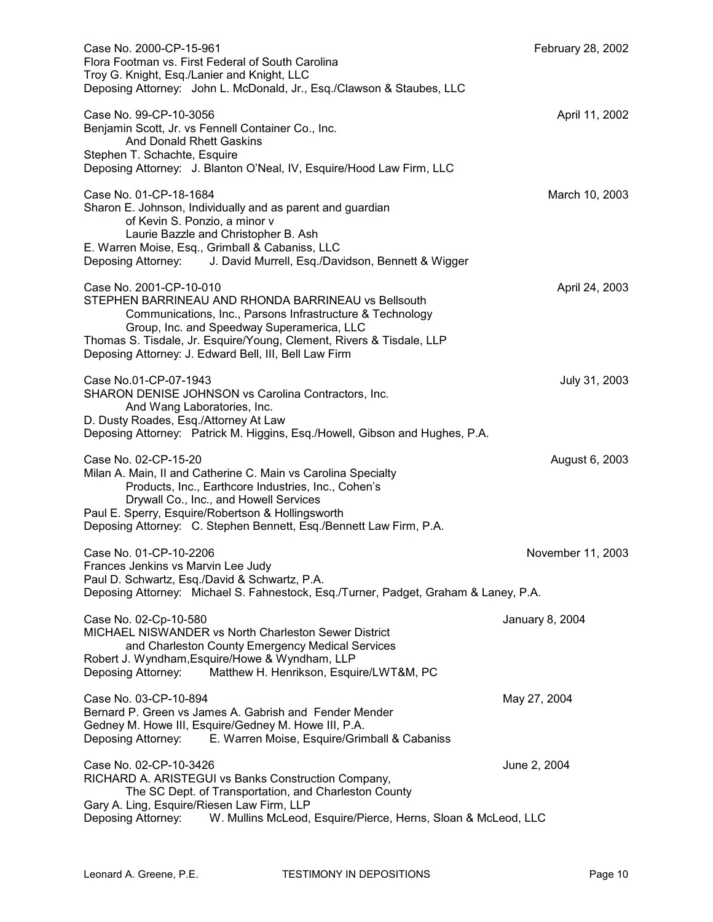Case No. 2000-CP-15-961 — February 28, 2002
Flora Footman vs. First Federal of South Carolina
Troy G. Knight, Esq./Lanier and Knight, LLC
Deposing Attorney: John L. McDonald, Jr., Esq./Clawson & Staubes, LLC

Case No. 99-CP-10-3056 — April 11, 2002
Benjamin Scott, Jr. vs Fennell Container Co., Inc.
And Donald Rhett Gaskins
Stephen T. Schachte, Esquire
Deposing Attorney: J. Blanton O'Neal, IV, Esquire/Hood Law Firm, LLC

Case No. 01-CP-18-1684 — March 10, 2003
Sharon E. Johnson, Individually and as parent and guardian
of Kevin S. Ponzio, a minor v
Laurie Bazzle and Christopher B. Ash
E. Warren Moise, Esq., Grimball & Cabaniss, LLC
Deposing Attorney: J. David Murrell, Esq./Davidson, Bennett & Wigger

Case No. 2001-CP-10-010 — April 24, 2003
STEPHEN BARRINEAU AND RHONDA BARRINEAU vs Bellsouth
Communications, Inc., Parsons Infrastructure & Technology
Group, Inc. and Speedway Superamerica, LLC
Thomas S. Tisdale, Jr. Esquire/Young, Clement, Rivers & Tisdale, LLP
Deposing Attorney: J. Edward Bell, III, Bell Law Firm

Case No.01-CP-07-1943 — July 31, 2003
SHARON DENISE JOHNSON vs Carolina Contractors, Inc.
And Wang Laboratories, Inc.
D. Dusty Roades, Esq./Attorney At Law
Deposing Attorney: Patrick M. Higgins, Esq./Howell, Gibson and Hughes, P.A.

Case No. 02-CP-15-20 — August 6, 2003
Milan A. Main, II and Catherine C. Main vs Carolina Specialty
Products, Inc., Earthcore Industries, Inc., Cohen's
Drywall Co., Inc., and Howell Services
Paul E. Sperry, Esquire/Robertson & Hollingsworth
Deposing Attorney: C. Stephen Bennett, Esq./Bennett Law Firm, P.A.

Case No. 01-CP-10-2206 — November 11, 2003
Frances Jenkins vs Marvin Lee Judy
Paul D. Schwartz, Esq./David & Schwartz, P.A.
Deposing Attorney: Michael S. Fahnestock, Esq./Turner, Padget, Graham & Laney, P.A.

Case No. 02-Cp-10-580 — January 8, 2004
MICHAEL NISWANDER vs North Charleston Sewer District
and Charleston County Emergency Medical Services
Robert J. Wyndham,Esquire/Howe & Wyndham, LLP
Deposing Attorney: Matthew H. Henrikson, Esquire/LWT&M, PC

Case No. 03-CP-10-894 — May 27, 2004
Bernard P. Green vs James A. Gabrish and Fender Mender
Gedney M. Howe III, Esquire/Gedney M. Howe III, P.A.
Deposing Attorney: E. Warren Moise, Esquire/Grimball & Cabaniss

Case No. 02-CP-10-3426 — June 2, 2004
RICHARD A. ARISTEGUI vs Banks Construction Company,
The SC Dept. of Transportation, and Charleston County
Gary A. Ling, Esquire/Riesen Law Firm, LLP
Deposing Attorney: W. Mullins McLeod, Esquire/Pierce, Herns, Sloan & McLeod, LLC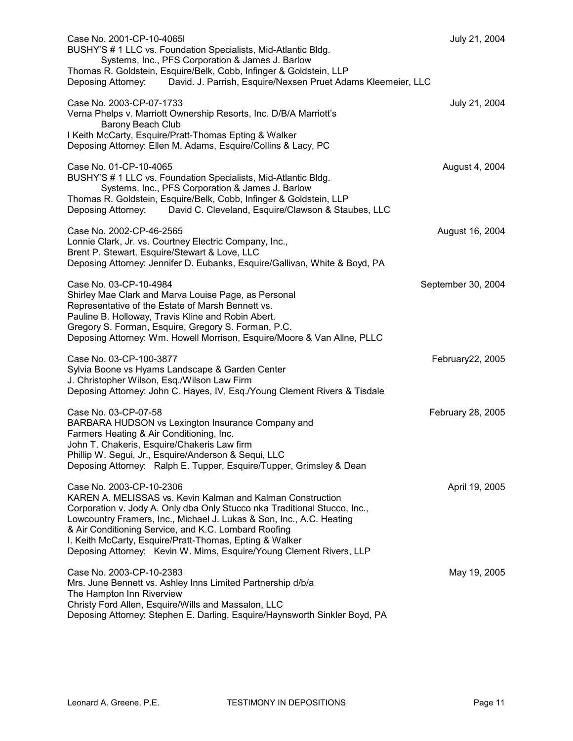Case No. 2001-CP-10-4065l July 21, 2004
BUSHY'S # 1 LLC vs. Foundation Specialists, Mid-Atlantic Bldg. Systems, Inc., PFS Corporation & James J. Barlow
Thomas R. Goldstein, Esquire/Belk, Cobb, Infinger & Goldstein, LLP
Deposing Attorney: David. J. Parrish, Esquire/Nexsen Pruet Adams Kleemeier, LLC

Case No. 2003-CP-07-1733 July 21, 2004
Verna Phelps v. Marriott Ownership Resorts, Inc. D/B/A Marriott's Barony Beach Club
I Keith McCarty, Esquire/Pratt-Thomas Epting & Walker
Deposing Attorney: Ellen M. Adams, Esquire/Collins & Lacy, PC

Case No. 01-CP-10-4065 August 4, 2004
BUSHY'S # 1 LLC vs. Foundation Specialists, Mid-Atlantic Bldg. Systems, Inc., PFS Corporation & James J. Barlow
Thomas R. Goldstein, Esquire/Belk, Cobb, Infinger & Goldstein, LLP
Deposing Attorney: David C. Cleveland, Esquire/Clawson & Staubes, LLC

Case No. 2002-CP-46-2565 August 16, 2004
Lonnie Clark, Jr. vs. Courtney Electric Company, Inc.,
Brent P. Stewart, Esquire/Stewart & Love, LLC
Deposing Attorney: Jennifer D. Eubanks, Esquire/Gallivan, White & Boyd, PA

Case No. 03-CP-10-4984 September 30, 2004
Shirley Mae Clark and Marva Louise Page, as Personal Representative of the Estate of Marsh Bennett vs. Pauline B. Holloway, Travis Kline and Robin Abert.
Gregory S. Forman, Esquire, Gregory S. Forman, P.C.
Deposing Attorney: Wm. Howell Morrison, Esquire/Moore & Van Allne, PLLC

Case No. 03-CP-100-3877 February22, 2005
Sylvia Boone vs Hyams Landscape & Garden Center
J. Christopher Wilson, Esq./Wilson Law Firm
Deposing Attorney: John C. Hayes, IV, Esq./Young Clement Rivers & Tisdale

Case No. 03-CP-07-58 February 28, 2005
BARBARA HUDSON vs Lexington Insurance Company and Farmers Heating & Air Conditioning, Inc.
John T. Chakeris, Esquire/Chakeris Law firm
Phillip W. Segui, Jr., Esquire/Anderson & Sequi, LLC
Deposing Attorney: Ralph E. Tupper, Esquire/Tupper, Grimsley & Dean

Case No. 2003-CP-10-2306 April 19, 2005
KAREN A. MELISSAS vs. Kevin Kalman and Kalman Construction Corporation v. Jody A. Only dba Only Stucco nka Traditional Stucco, Inc., Lowcountry Framers, Inc., Michael J. Lukas & Son, Inc., A.C. Heating & Air Conditioning Service, and K.C. Lombard Roofing
I. Keith McCarty, Esquire/Pratt-Thomas, Epting & Walker
Deposing Attorney: Kevin W. Mims, Esquire/Young Clement Rivers, LLP

Case No. 2003-CP-10-2383 May 19, 2005
Mrs. June Bennett vs. Ashley Inns Limited Partnership d/b/a The Hampton Inn Riverview
Christy Ford Allen, Esquire/Wills and Massalon, LLC
Deposing Attorney: Stephen E. Darling, Esquire/Haynsworth Sinkler Boyd, PA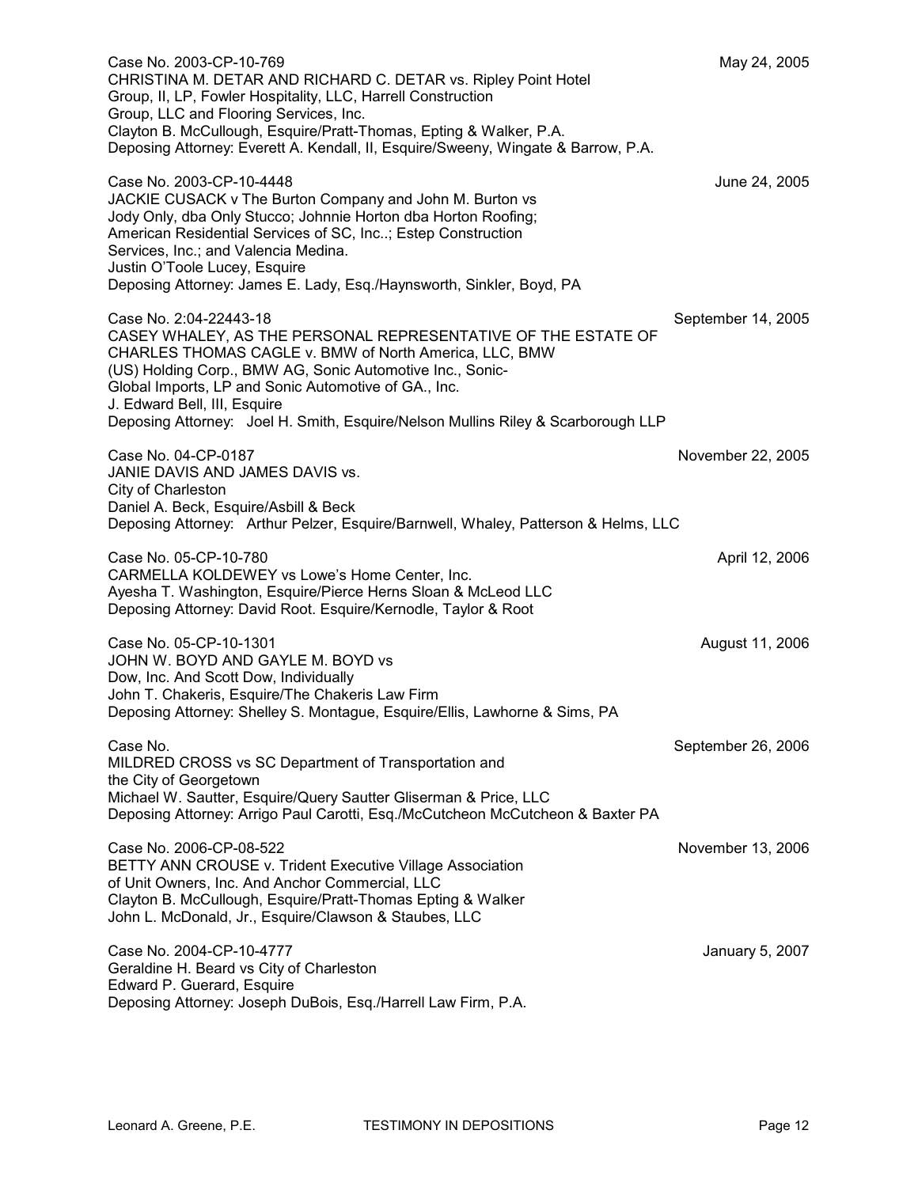Case No. 2003-CP-10-769 May 24, 2005
CHRISTINA M. DETAR AND RICHARD C. DETAR vs. Ripley Point Hotel Group, II, LP, Fowler Hospitality, LLC, Harrell Construction Group, LLC and Flooring Services, Inc.
Clayton B. McCullough, Esquire/Pratt-Thomas, Epting & Walker, P.A.
Deposing Attorney: Everett A. Kendall, II, Esquire/Sweeny, Wingate & Barrow, P.A.

Case No. 2003-CP-10-4448 June 24, 2005
JACKIE CUSACK v The Burton Company and John M. Burton vs Jody Only, dba Only Stucco; Johnnie Horton dba Horton Roofing; American Residential Services of SC, Inc..; Estep Construction Services, Inc.; and Valencia Medina.
Justin O'Toole Lucey, Esquire
Deposing Attorney: James E. Lady, Esq./Haynsworth, Sinkler, Boyd, PA

Case No. 2:04-22443-18 September 14, 2005
CASEY WHALEY, AS THE PERSONAL REPRESENTATIVE OF THE ESTATE OF CHARLES THOMAS CAGLE v. BMW of North America, LLC, BMW (US) Holding Corp., BMW AG, Sonic Automotive Inc., Sonic-Global Imports, LP and Sonic Automotive of GA., Inc.
J. Edward Bell, III, Esquire
Deposing Attorney: Joel H. Smith, Esquire/Nelson Mullins Riley & Scarborough LLP

Case No. 04-CP-0187 November 22, 2005
JANIE DAVIS AND JAMES DAVIS vs.
City of Charleston
Daniel A. Beck, Esquire/Asbill & Beck
Deposing Attorney: Arthur Pelzer, Esquire/Barnwell, Whaley, Patterson & Helms, LLC

Case No. 05-CP-10-780 April 12, 2006
CARMELLA KOLDEWEY vs Lowe's Home Center, Inc.
Ayesha T. Washington, Esquire/Pierce Herns Sloan & McLeod LLC
Deposing Attorney: David Root. Esquire/Kernodle, Taylor & Root

Case No. 05-CP-10-1301 August 11, 2006
JOHN W. BOYD AND GAYLE M. BOYD vs
Dow, Inc. And Scott Dow, Individually
John T. Chakeris, Esquire/The Chakeris Law Firm
Deposing Attorney: Shelley S. Montague, Esquire/Ellis, Lawhorne & Sims, PA

Case No. September 26, 2006
MILDRED CROSS vs SC Department of Transportation and the City of Georgetown
Michael W. Sautter, Esquire/Query Sautter Gliserman & Price, LLC
Deposing Attorney: Arrigo Paul Carotti, Esq./McCutcheon McCutcheon & Baxter PA

Case No. 2006-CP-08-522 November 13, 2006
BETTY ANN CROUSE v. Trident Executive Village Association of Unit Owners, Inc. And Anchor Commercial, LLC
Clayton B. McCullough, Esquire/Pratt-Thomas Epting & Walker
John L. McDonald, Jr., Esquire/Clawson & Staubes, LLC

Case No. 2004-CP-10-4777 January 5, 2007
Geraldine H. Beard vs City of Charleston
Edward P. Guerard, Esquire
Deposing Attorney: Joseph DuBois, Esq./Harrell Law Firm, P.A.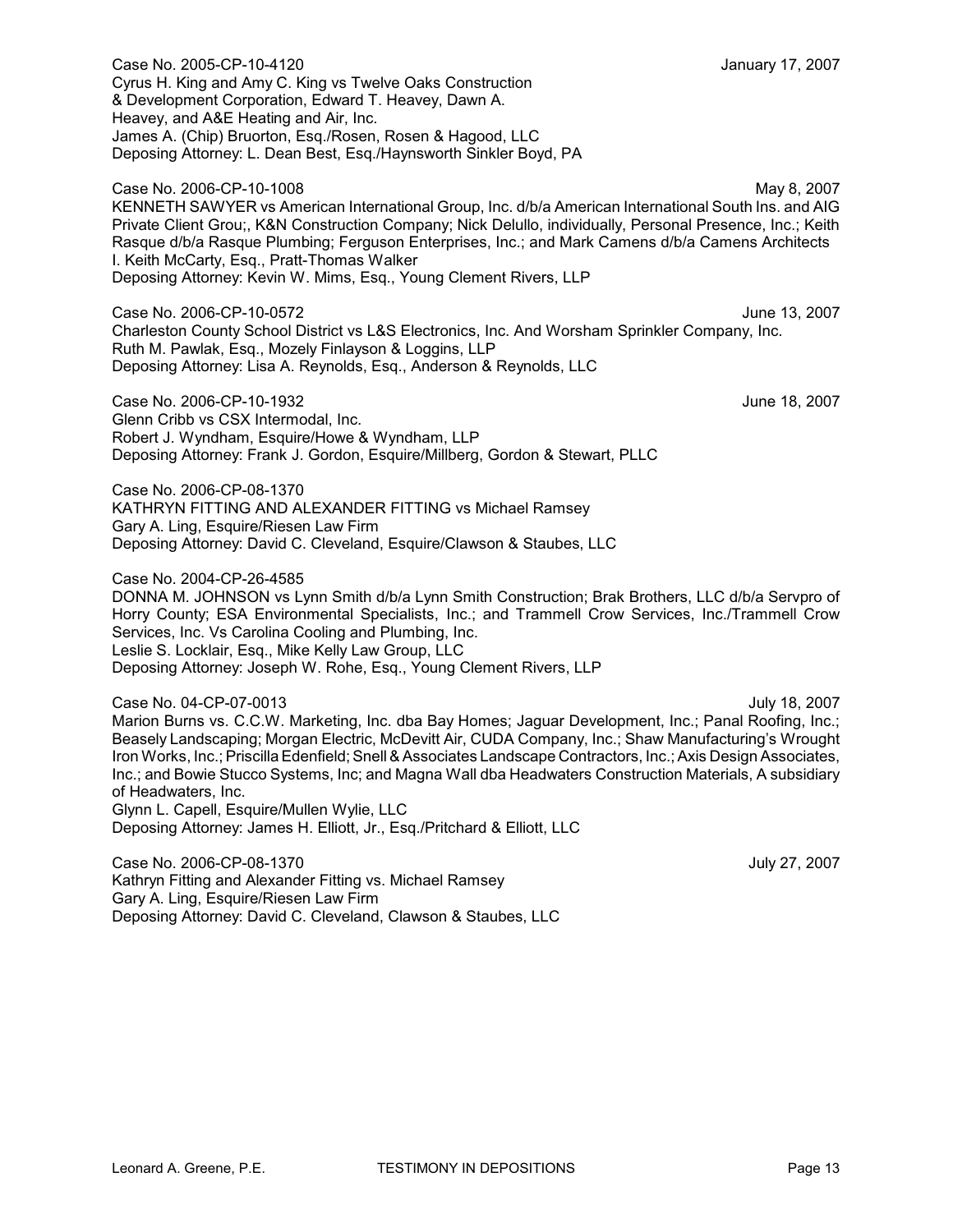Case No. 2005-CP-10-4120 January 17, 2007
Cyrus H. King and Amy C. King vs Twelve Oaks Construction & Development Corporation, Edward T. Heavey, Dawn A. Heavey, and A&E Heating and Air, Inc.
James A. (Chip) Bruorton, Esq./Rosen, Rosen & Hagood, LLC
Deposing Attorney: L. Dean Best, Esq./Haynsworth Sinkler Boyd, PA

Case No. 2006-CP-10-1008 May 8, 2007
KENNETH SAWYER vs American International Group, Inc. d/b/a American International South Ins. and AIG Private Client Grou;, K&N Construction Company; Nick Delullo, individually, Personal Presence, Inc.; Keith Rasque d/b/a Rasque Plumbing; Ferguson Enterprises, Inc.; and Mark Camens d/b/a Camens Architects
I. Keith McCarty, Esq., Pratt-Thomas Walker
Deposing Attorney: Kevin W. Mims, Esq., Young Clement Rivers, LLP

Case No. 2006-CP-10-0572 June 13, 2007
Charleston County School District vs L&S Electronics, Inc. And Worsham Sprinkler Company, Inc.
Ruth M. Pawlak, Esq., Mozely Finlayson & Loggins, LLP
Deposing Attorney: Lisa A. Reynolds, Esq., Anderson & Reynolds, LLC

Case No. 2006-CP-10-1932 June 18, 2007
Glenn Cribb vs CSX Intermodal, Inc.
Robert J. Wyndham, Esquire/Howe & Wyndham, LLP
Deposing Attorney: Frank J. Gordon, Esquire/Millberg, Gordon & Stewart, PLLC

Case No. 2006-CP-08-1370
KATHRYN FITTING AND ALEXANDER FITTING vs Michael Ramsey
Gary A. Ling, Esquire/Riesen Law Firm
Deposing Attorney: David C. Cleveland, Esquire/Clawson & Staubes, LLC

Case No. 2004-CP-26-4585
DONNA M. JOHNSON vs Lynn Smith d/b/a Lynn Smith Construction; Brak Brothers, LLC d/b/a Servpro of Horry County; ESA Environmental Specialists, Inc.; and Trammell Crow Services, Inc./Trammell Crow Services, Inc. Vs Carolina Cooling and Plumbing, Inc.
Leslie S. Locklair, Esq., Mike Kelly Law Group, LLC
Deposing Attorney: Joseph W. Rohe, Esq., Young Clement Rivers, LLP

Case No. 04-CP-07-0013 July 18, 2007
Marion Burns vs. C.C.W. Marketing, Inc. dba Bay Homes; Jaguar Development, Inc.; Panal Roofing, Inc.; Beasely Landscaping; Morgan Electric, McDevitt Air, CUDA Company, Inc.; Shaw Manufacturing's Wrought Iron Works, Inc.; Priscilla Edenfield; Snell & Associates Landscape Contractors, Inc.; Axis Design Associates, Inc.; and Bowie Stucco Systems, Inc; and Magna Wall dba Headwaters Construction Materials, A subsidiary of Headwaters, Inc.
Glynn L. Capell, Esquire/Mullen Wylie, LLC
Deposing Attorney: James H. Elliott, Jr., Esq./Pritchard & Elliott, LLC

Case No. 2006-CP-08-1370 July 27, 2007
Kathryn Fitting and Alexander Fitting vs. Michael Ramsey
Gary A. Ling, Esquire/Riesen Law Firm
Deposing Attorney: David C. Cleveland, Clawson & Staubes, LLC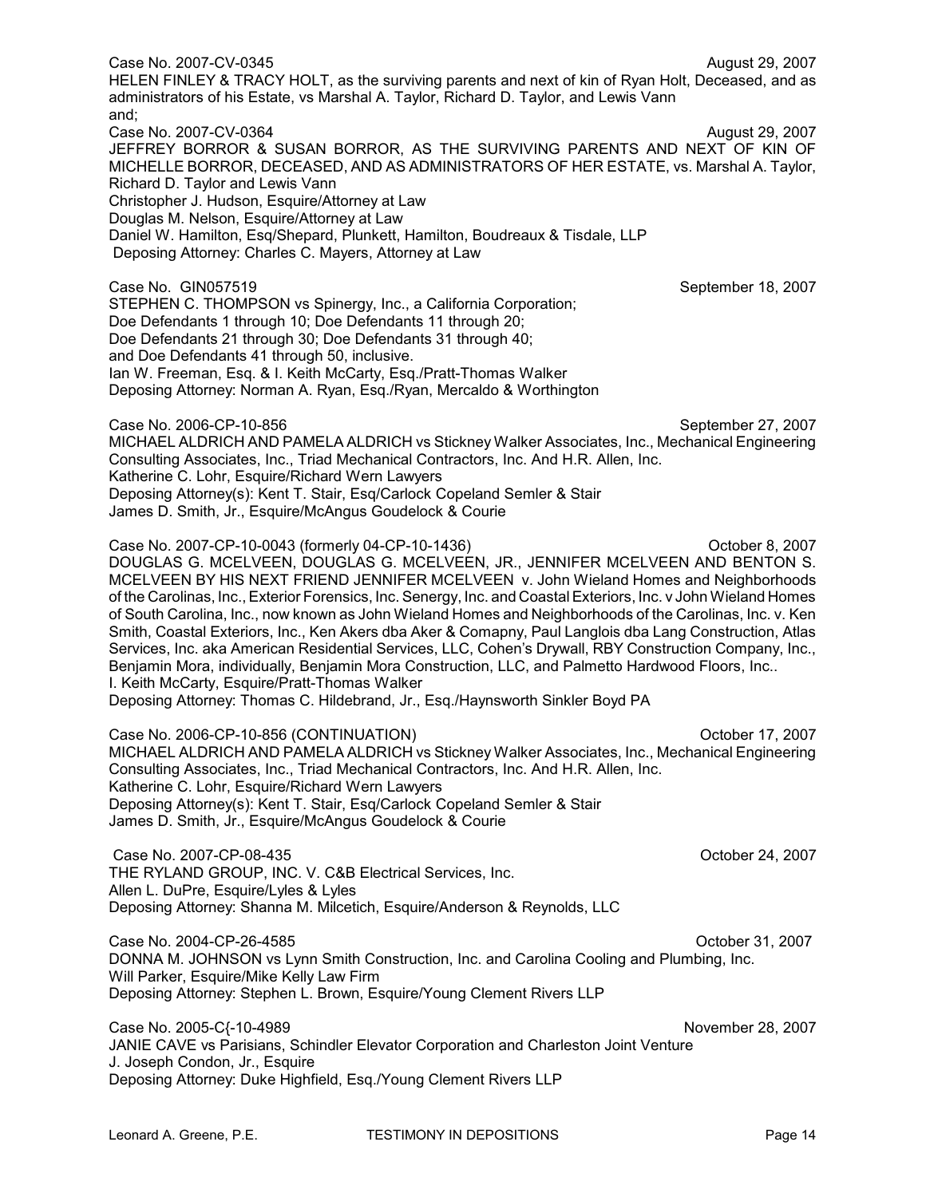Case No. 2007-CV-0345 August 29, 2007
HELEN FINLEY & TRACY HOLT, as the surviving parents and next of kin of Ryan Holt, Deceased, and as administrators of his Estate, vs Marshal A. Taylor, Richard D. Taylor, and Lewis Vann
and;
Case No. 2007-CV-0364 August 29, 2007
JEFFREY BORROR & SUSAN BORROR, AS THE SURVIVING PARENTS AND NEXT OF KIN OF MICHELLE BORROR, DECEASED, AND AS ADMINISTRATORS OF HER ESTATE, vs. Marshal A. Taylor, Richard D. Taylor and Lewis Vann
Christopher J. Hudson, Esquire/Attorney at Law
Douglas M. Nelson, Esquire/Attorney at Law
Daniel W. Hamilton, Esq/Shepard, Plunkett, Hamilton, Boudreaux & Tisdale, LLP
Deposing Attorney: Charles C. Mayers, Attorney at Law

Case No. GIN057519 September 18, 2007
STEPHEN C. THOMPSON vs Spinergy, Inc., a California Corporation;
Doe Defendants 1 through 10; Doe Defendants 11 through 20;
Doe Defendants 21 through 30; Doe Defendants 31 through 40;
and Doe Defendants 41 through 50, inclusive.
Ian W. Freeman, Esq. & I. Keith McCarty, Esq./Pratt-Thomas Walker
Deposing Attorney: Norman A. Ryan, Esq./Ryan, Mercaldo & Worthington

Case No. 2006-CP-10-856 September 27, 2007
MICHAEL ALDRICH AND PAMELA ALDRICH vs Stickney Walker Associates, Inc., Mechanical Engineering Consulting Associates, Inc., Triad Mechanical Contractors, Inc. And H.R. Allen, Inc.
Katherine C. Lohr, Esquire/Richard Wern Lawyers
Deposing Attorney(s): Kent T. Stair, Esq/Carlock Copeland Semler & Stair
James D. Smith, Jr., Esquire/McAngus Goudelock & Courie

Case No. 2007-CP-10-0043 (formerly 04-CP-10-1436) October 8, 2007
DOUGLAS G. MCELVEEN, DOUGLAS G. MCELVEEN, JR., JENNIFER MCELVEEN AND BENTON S. MCELVEEN BY HIS NEXT FRIEND JENNIFER MCELVEEN v. John Wieland Homes and Neighborhoods of the Carolinas, Inc., Exterior Forensics, Inc. Senergy, Inc. and Coastal Exteriors, Inc. v John Wieland Homes of South Carolina, Inc., now known as John Wieland Homes and Neighborhoods of the Carolinas, Inc. v. Ken Smith, Coastal Exteriors, Inc., Ken Akers dba Aker & Comapny, Paul Langlois dba Lang Construction, Atlas Services, Inc. aka American Residential Services, LLC, Cohen's Drywall, RBY Construction Company, Inc., Benjamin Mora, individually, Benjamin Mora Construction, LLC, and Palmetto Hardwood Floors, Inc..
I. Keith McCarty, Esquire/Pratt-Thomas Walker
Deposing Attorney: Thomas C. Hildebrand, Jr., Esq./Haynsworth Sinkler Boyd PA

Case No. 2006-CP-10-856 (CONTINUATION) October 17, 2007
MICHAEL ALDRICH AND PAMELA ALDRICH vs Stickney Walker Associates, Inc., Mechanical Engineering Consulting Associates, Inc., Triad Mechanical Contractors, Inc. And H.R. Allen, Inc.
Katherine C. Lohr, Esquire/Richard Wern Lawyers
Deposing Attorney(s): Kent T. Stair, Esq/Carlock Copeland Semler & Stair
James D. Smith, Jr., Esquire/McAngus Goudelock & Courie

Case No. 2007-CP-08-435 October 24, 2007
THE RYLAND GROUP, INC. V. C&B Electrical Services, Inc.
Allen L. DuPre, Esquire/Lyles & Lyles
Deposing Attorney: Shanna M. Milcetich, Esquire/Anderson & Reynolds, LLC

Case No. 2004-CP-26-4585 October 31, 2007
DONNA M. JOHNSON vs Lynn Smith Construction, Inc. and Carolina Cooling and Plumbing, Inc.
Will Parker, Esquire/Mike Kelly Law Firm
Deposing Attorney: Stephen L. Brown, Esquire/Young Clement Rivers LLP

Case No. 2005-C{-10-4989 November 28, 2007
JANIE CAVE vs Parisians, Schindler Elevator Corporation and Charleston Joint Venture
J. Joseph Condon, Jr., Esquire
Deposing Attorney: Duke Highfield, Esq./Young Clement Rivers LLP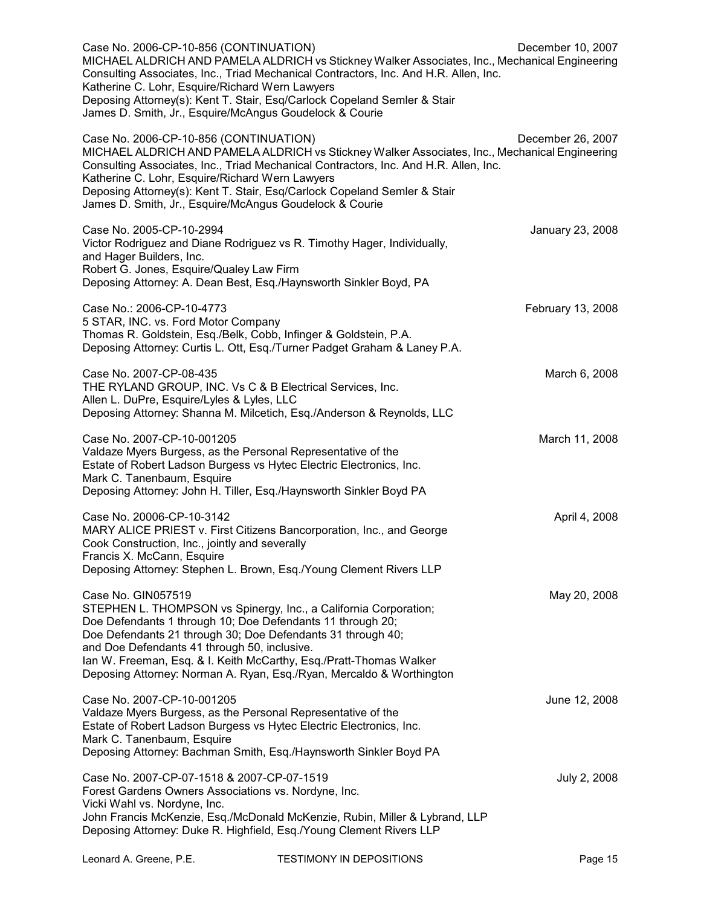Case No. 2006-CP-10-856 (CONTINUATION) December 10, 2007
MICHAEL ALDRICH AND PAMELA ALDRICH vs Stickney Walker Associates, Inc., Mechanical Engineering Consulting Associates, Inc., Triad Mechanical Contractors, Inc. And H.R. Allen, Inc.
Katherine C. Lohr, Esquire/Richard Wern Lawyers
Deposing Attorney(s): Kent T. Stair, Esq/Carlock Copeland Semler & Stair
James D. Smith, Jr., Esquire/McAngus Goudelock & Courie

Case No. 2006-CP-10-856 (CONTINUATION) December 26, 2007
MICHAEL ALDRICH AND PAMELA ALDRICH vs Stickney Walker Associates, Inc., Mechanical Engineering Consulting Associates, Inc., Triad Mechanical Contractors, Inc. And H.R. Allen, Inc.
Katherine C. Lohr, Esquire/Richard Wern Lawyers
Deposing Attorney(s): Kent T. Stair, Esq/Carlock Copeland Semler & Stair
James D. Smith, Jr., Esquire/McAngus Goudelock & Courie

Case No. 2005-CP-10-2994 January 23, 2008
Victor Rodriguez and Diane Rodriguez vs R. Timothy Hager, Individually, and Hager Builders, Inc.
Robert G. Jones, Esquire/Qualey Law Firm
Deposing Attorney: A. Dean Best, Esq./Haynsworth Sinkler Boyd, PA

Case No.: 2006-CP-10-4773 February 13, 2008
5 STAR, INC. vs. Ford Motor Company
Thomas R. Goldstein, Esq./Belk, Cobb, Infinger & Goldstein, P.A.
Deposing Attorney: Curtis L. Ott, Esq./Turner Padget Graham & Laney P.A.

Case No. 2007-CP-08-435 March 6, 2008
THE RYLAND GROUP, INC. Vs C & B Electrical Services, Inc.
Allen L. DuPre, Esquire/Lyles & Lyles, LLC
Deposing Attorney: Shanna M. Milcetich, Esq./Anderson & Reynolds, LLC

Case No. 2007-CP-10-001205 March 11, 2008
Valdaze Myers Burgess, as the Personal Representative of the Estate of Robert Ladson Burgess vs Hytec Electric Electronics, Inc.
Mark C. Tanenbaum, Esquire
Deposing Attorney: John H. Tiller, Esq./Haynsworth Sinkler Boyd PA

Case No. 20006-CP-10-3142 April 4, 2008
MARY ALICE PRIEST v. First Citizens Bancorporation, Inc., and George Cook Construction, Inc., jointly and severally
Francis X. McCann, Esquire
Deposing Attorney: Stephen L. Brown, Esq./Young Clement Rivers LLP

Case No. GIN057519 May 20, 2008
STEPHEN L. THOMPSON vs Spinergy, Inc., a California Corporation; Doe Defendants 1 through 10; Doe Defendants 11 through 20; Doe Defendants 21 through 30; Doe Defendants 31 through 40; and Doe Defendants 41 through 50, inclusive.
Ian W. Freeman, Esq. & I. Keith McCarthy, Esq./Pratt-Thomas Walker
Deposing Attorney: Norman A. Ryan, Esq./Ryan, Mercaldo & Worthington

Case No. 2007-CP-10-001205 June 12, 2008
Valdaze Myers Burgess, as the Personal Representative of the Estate of Robert Ladson Burgess vs Hytec Electric Electronics, Inc.
Mark C. Tanenbaum, Esquire
Deposing Attorney: Bachman Smith, Esq./Haynsworth Sinkler Boyd PA

Case No. 2007-CP-07-1518 & 2007-CP-07-1519 July 2, 2008
Forest Gardens Owners Associations vs. Nordyne, Inc.
Vicki Wahl vs. Nordyne, Inc.
John Francis McKenzie, Esq./McDonald McKenzie, Rubin, Miller & Lybrand, LLP
Deposing Attorney: Duke R. Highfield, Esq./Young Clement Rivers LLP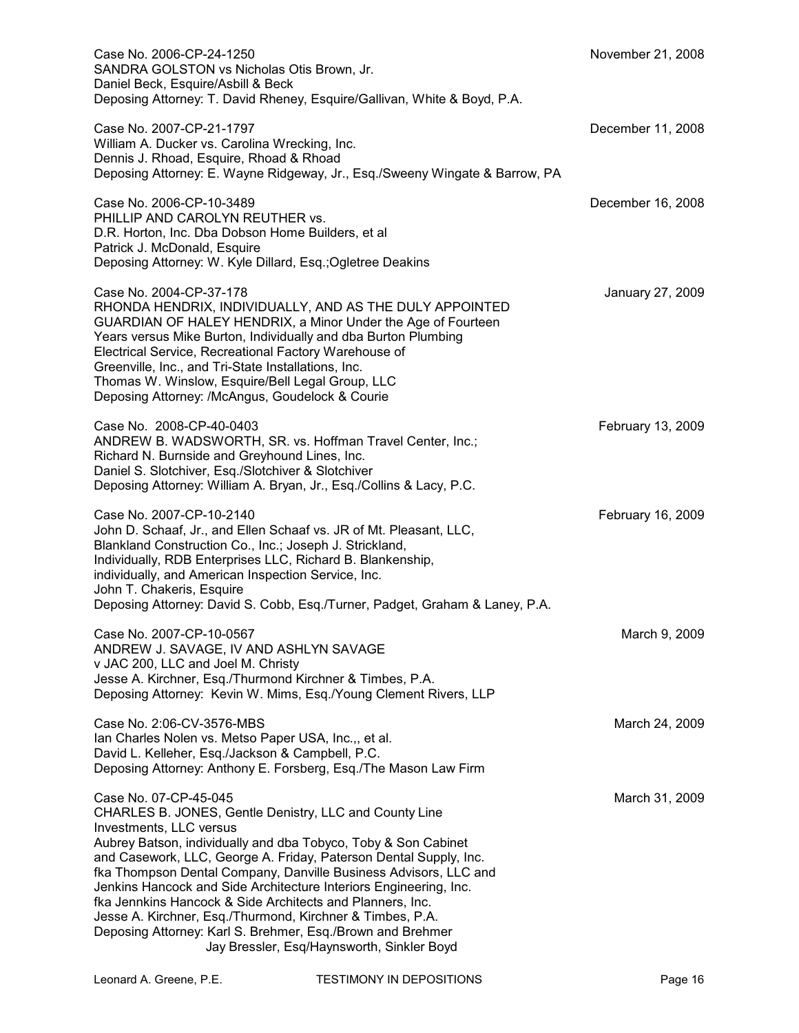Case No. 2006-CP-24-1250  
SANDRA GOLSTON vs Nicholas Otis Brown, Jr.  
Daniel Beck, Esquire/Asbill & Beck  
Deposing Attorney: T. David Rheney, Esquire/Gallivan, White & Boyd, P.A.

November 21, 2008

Case No. 2007-CP-21-1797  
William A. Ducker vs. Carolina Wrecking, Inc.  
Dennis J. Rhoad, Esquire, Rhoad & Rhoad  
Deposing Attorney: E. Wayne Ridgeway, Jr., Esq./Sweeny Wingate & Barrow, PA

December 11, 2008

Case No. 2006-CP-10-3489  
PHILLIP AND CAROLYN REUTHER vs.  
D.R. Horton, Inc. Dba Dobson Home Builders, et al  
Patrick J. McDonald, Esquire  
Deposing Attorney: W. Kyle Dillard, Esq.;Ogletree Deakins

December 16, 2008

Case No. 2004-CP-37-178  
RHONDA HENDRIX, INDIVIDUALLY, AND AS THE DULY APPOINTED GUARDIAN OF HALEY HENDRIX, a Minor Under the Age of Fourteen Years versus Mike Burton, Individually and dba Burton Plumbing Electrical Service, Recreational Factory Warehouse of Greenville, Inc., and Tri-State Installations, Inc.  
Thomas W. Winslow, Esquire/Bell Legal Group, LLC  
Deposing Attorney: /McAngus, Goudelock & Courie

January 27, 2009

Case No. 2008-CP-40-0403  
ANDREW B. WADSWORTH, SR. vs. Hoffman Travel Center, Inc.; Richard N. Burnside and Greyhound Lines, Inc.  
Daniel S. Slotchiver, Esq./Slotchiver & Slotchiver  
Deposing Attorney: William A. Bryan, Jr., Esq./Collins & Lacy, P.C.

February 13, 2009

Case No. 2007-CP-10-2140  
John D. Schaaf, Jr., and Ellen Schaaf vs. JR of Mt. Pleasant, LLC, Blankland Construction Co., Inc.; Joseph J. Strickland, Individually, RDB Enterprises LLC, Richard B. Blankenship, individually, and American Inspection Service, Inc.  
John T. Chakeris, Esquire  
Deposing Attorney: David S. Cobb, Esq./Turner, Padget, Graham & Laney, P.A.

February 16, 2009

Case No. 2007-CP-10-0567  
ANDREW J. SAVAGE, IV AND ASHLYN SAVAGE v JAC 200, LLC and Joel M. Christy  
Jesse A. Kirchner, Esq./Thurmond Kirchner & Timbes, P.A.  
Deposing Attorney: Kevin W. Mims, Esq./Young Clement Rivers, LLP

March 9, 2009

Case No. 2:06-CV-3576-MBS  
Ian Charles Nolen vs. Metso Paper USA, Inc.,, et al.  
David L. Kelleher, Esq./Jackson & Campbell, P.C.  
Deposing Attorney: Anthony E. Forsberg, Esq./The Mason Law Firm

March 24, 2009

Case No. 07-CP-45-045  
CHARLES B. JONES, Gentle Denistry, LLC and County Line Investments, LLC versus  
Aubrey Batson, individually and dba Tobyco, Toby & Son Cabinet and Casework, LLC, George A. Friday, Paterson Dental Supply, Inc. fka Thompson Dental Company, Danville Business Advisors, LLC and Jenkins Hancock and Side Architecture Interiors Engineering, Inc. fka Jennkins Hancock & Side Architects and Planners, Inc.  
Jesse A. Kirchner, Esq./Thurmond, Kirchner & Timbes, P.A.  
Deposing Attorney: Karl S. Brehmer, Esq./Brown and Brehmer  
Jay Bressler, Esq/Haynsworth, Sinkler Boyd

March 31, 2009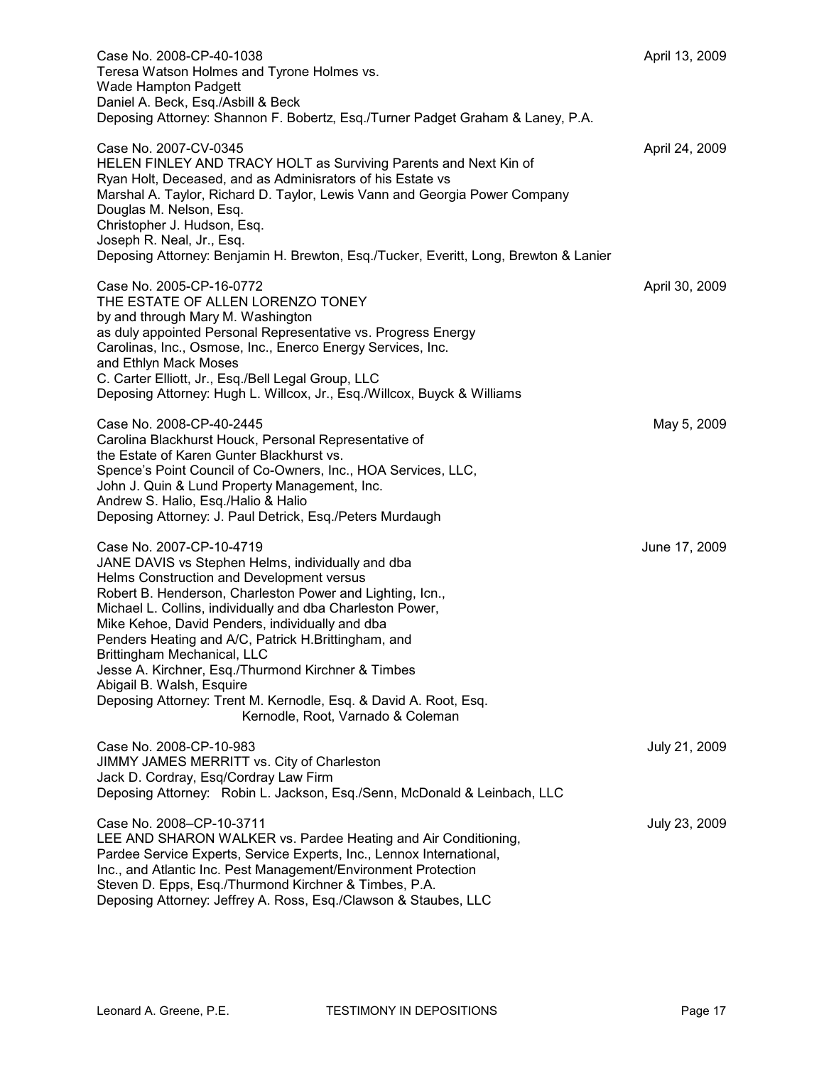Case No. 2008-CP-40-1038 — April 13, 2009
Teresa Watson Holmes and Tyrone Holmes vs.
Wade Hampton Padgett
Daniel A. Beck, Esq./Asbill & Beck
Deposing Attorney: Shannon F. Bobertz, Esq./Turner Padget Graham & Laney, P.A.

Case No. 2007-CV-0345 — April 24, 2009
HELEN FINLEY AND TRACY HOLT as Surviving Parents and Next Kin of
Ryan Holt, Deceased, and as Adminisrators of his Estate vs
Marshal A. Taylor, Richard D. Taylor, Lewis Vann and Georgia Power Company
Douglas M. Nelson, Esq.
Christopher J. Hudson, Esq.
Joseph R. Neal, Jr., Esq.
Deposing Attorney: Benjamin H. Brewton, Esq./Tucker, Everitt, Long, Brewton & Lanier

Case No. 2005-CP-16-0772 — April 30, 2009
THE ESTATE OF ALLEN LORENZO TONEY
by and through Mary M. Washington
as duly appointed Personal Representative vs. Progress Energy
Carolinas, Inc., Osmose, Inc., Enerco Energy Services, Inc.
and Ethlyn Mack Moses
C. Carter Elliott, Jr., Esq./Bell Legal Group, LLC
Deposing Attorney: Hugh L. Willcox, Jr., Esq./Willcox, Buyck & Williams

Case No. 2008-CP-40-2445 — May 5, 2009
Carolina Blackhurst Houck, Personal Representative of
the Estate of Karen Gunter Blackhurst vs.
Spence's Point Council of Co-Owners, Inc., HOA Services, LLC,
John J. Quin & Lund Property Management, Inc.
Andrew S. Halio, Esq./Halio & Halio
Deposing Attorney: J. Paul Detrick, Esq./Peters Murdaugh

Case No. 2007-CP-10-4719 — June 17, 2009
JANE DAVIS vs Stephen Helms, individually and dba
Helms Construction and Development versus
Robert B. Henderson, Charleston Power and Lighting, Icn.,
Michael L. Collins, individually and dba Charleston Power,
Mike Kehoe, David Penders, individually and dba
Penders Heating and A/C, Patrick H.Brittingham, and
Brittingham Mechanical, LLC
Jesse A. Kirchner, Esq./Thurmond Kirchner & Timbes
Abigail B. Walsh, Esquire
Deposing Attorney: Trent M. Kernodle, Esq. & David A. Root, Esq.
Kernodle, Root, Varnado & Coleman

Case No. 2008-CP-10-983 — July 21, 2009
JIMMY JAMES MERRITT vs. City of Charleston
Jack D. Cordray, Esq/Cordray Law Firm
Deposing Attorney: Robin L. Jackson, Esq./Senn, McDonald & Leinbach, LLC

Case No. 2008–CP-10-3711 — July 23, 2009
LEE AND SHARON WALKER vs. Pardee Heating and Air Conditioning,
Pardee Service Experts, Service Experts, Inc., Lennox International,
Inc., and Atlantic Inc. Pest Management/Environment Protection
Steven D. Epps, Esq./Thurmond Kirchner & Timbes, P.A.
Deposing Attorney: Jeffrey A. Ross, Esq./Clawson & Staubes, LLC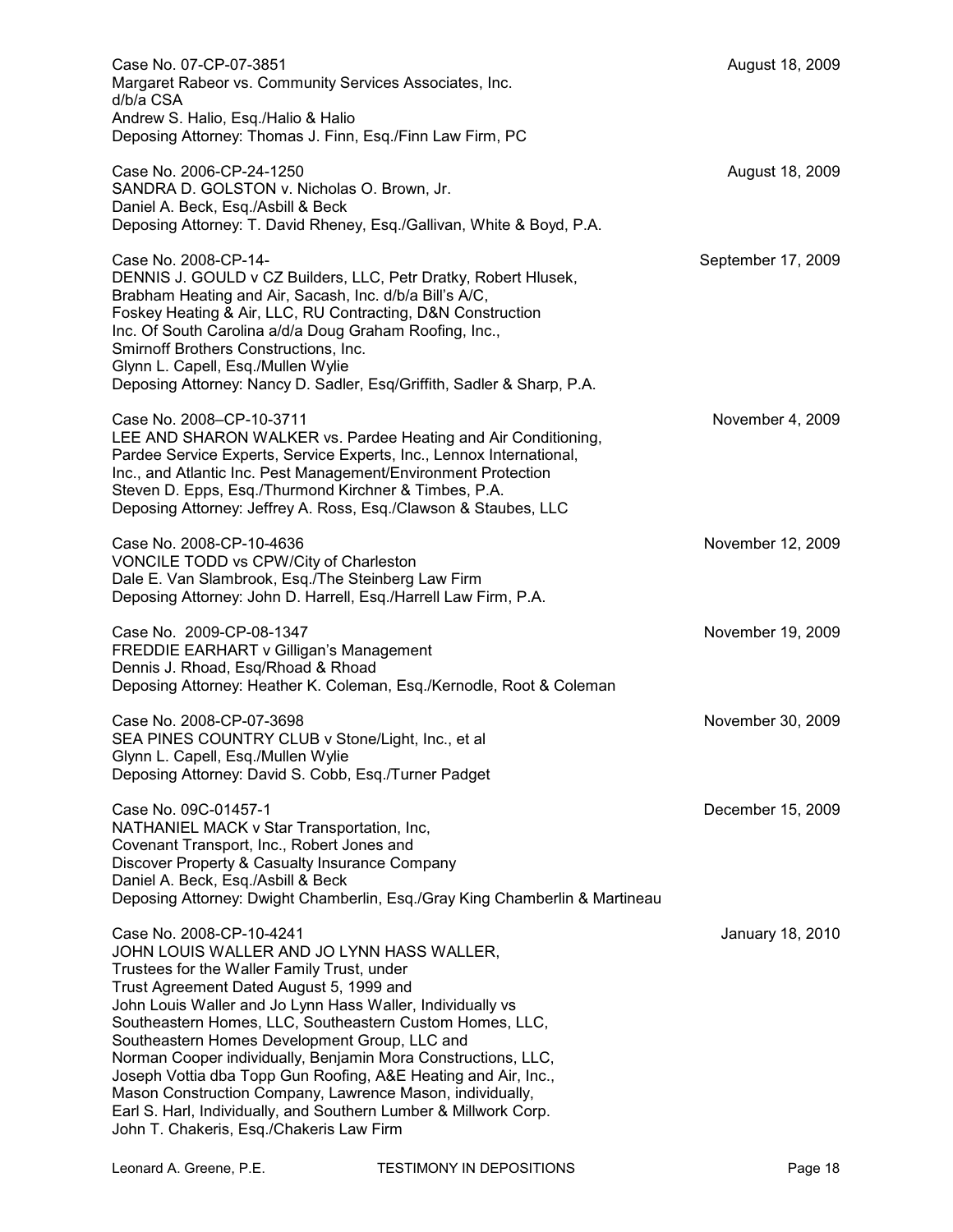Case No. 07-CP-07-3851 August 18, 2009
Margaret Rabeor vs. Community Services Associates, Inc.
d/b/a CSA
Andrew S. Halio, Esq./Halio & Halio
Deposing Attorney: Thomas J. Finn, Esq./Finn Law Firm, PC

Case No. 2006-CP-24-1250 August 18, 2009
SANDRA D. GOLSTON v. Nicholas O. Brown, Jr.
Daniel A. Beck, Esq./Asbill & Beck
Deposing Attorney: T. David Rheney, Esq./Gallivan, White & Boyd, P.A.

Case No. 2008-CP-14- September 17, 2009
DENNIS J. GOULD v CZ Builders, LLC, Petr Dratky, Robert Hlusek,
Brabham Heating and Air, Sacash, Inc. d/b/a Bill's A/C,
Foskey Heating & Air, LLC, RU Contracting, D&N Construction
Inc. Of South Carolina a/d/a Doug Graham Roofing, Inc.,
Smirnoff Brothers Constructions, Inc.
Glynn L. Capell, Esq./Mullen Wylie
Deposing Attorney: Nancy D. Sadler, Esq/Griffith, Sadler & Sharp, P.A.

Case No. 2008–CP-10-3711 November 4, 2009
LEE AND SHARON WALKER vs. Pardee Heating and Air Conditioning,
Pardee Service Experts, Service Experts, Inc., Lennox International,
Inc., and Atlantic Inc. Pest Management/Environment Protection
Steven D. Epps, Esq./Thurmond Kirchner & Timbes, P.A.
Deposing Attorney: Jeffrey A. Ross, Esq./Clawson & Staubes, LLC

Case No. 2008-CP-10-4636 November 12, 2009
VONCILE TODD vs CPW/City of Charleston
Dale E. Van Slambrook, Esq./The Steinberg Law Firm
Deposing Attorney: John D. Harrell, Esq./Harrell Law Firm, P.A.

Case No. 2009–CP-08-1347 November 19, 2009
FREDDIE EARHART v Gilligan's Management
Dennis J. Rhoad, Esq/Rhoad & Rhoad
Deposing Attorney: Heather K. Coleman, Esq./Kernodle, Root & Coleman

Case No. 2008-CP-07-3698 November 30, 2009
SEA PINES COUNTRY CLUB v Stone/Light, Inc., et al
Glynn L. Capell, Esq./Mullen Wylie
Deposing Attorney: David S. Cobb, Esq./Turner Padget

Case No. 09C-01457-1 December 15, 2009
NATHANIEL MACK v Star Transportation, Inc,
Covenant Transport, Inc., Robert Jones and
Discover Property & Casualty Insurance Company
Daniel A. Beck, Esq./Asbill & Beck
Deposing Attorney: Dwight Chamberlin, Esq./Gray King Chamberlin & Martineau

Case No. 2008-CP-10-4241 January 18, 2010
JOHN LOUIS WALLER AND JO LYNN HASS WALLER,
Trustees for the Waller Family Trust, under
Trust Agreement Dated August 5, 1999 and
John Louis Waller and Jo Lynn Hass Waller, Individually vs
Southeastern Homes, LLC, Southeastern Custom Homes, LLC,
Southeastern Homes Development Group, LLC and
Norman Cooper individually, Benjamin Mora Constructions, LLC,
Joseph Vottia dba Topp Gun Roofing, A&E Heating and Air, Inc.,
Mason Construction Company, Lawrence Mason, individually,
Earl S. Harl, Individually, and Southern Lumber & Millwork Corp.
John T. Chakeris, Esq./Chakeris Law Firm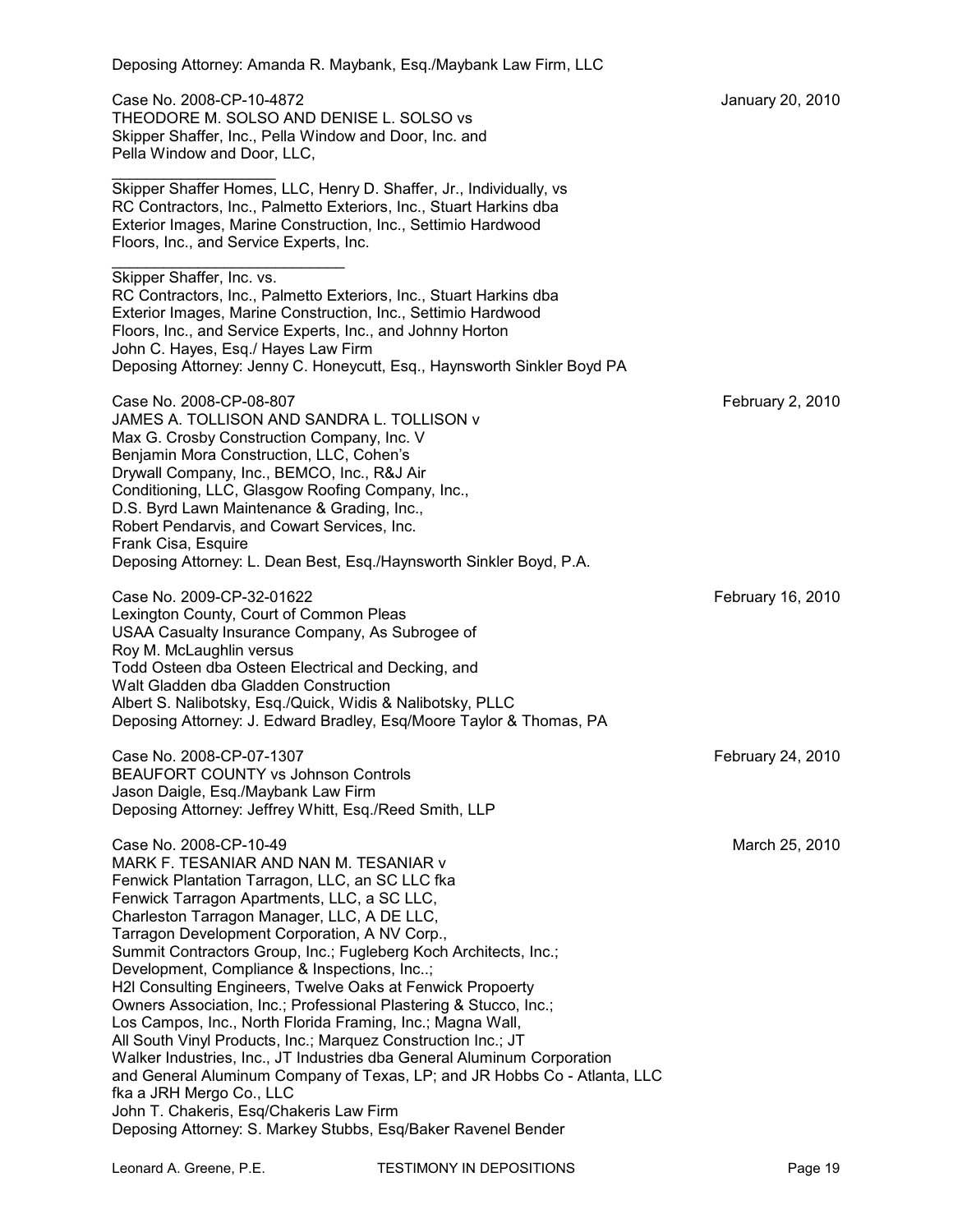Deposing Attorney: Amanda R. Maybank, Esq./Maybank Law Firm, LLC

Case No. 2008-CP-10-4872 January 20, 2010
THEODORE M. SOLSO AND DENISE L. SOLSO vs
Skipper Shaffer, Inc., Pella Window and Door, Inc. and
Pella Window and Door, LLC,
\_\_\_\_\_\_\_\_\_\_\_\_\_\_\_\_\_\_\_\_
Skipper Shaffer Homes, LLC, Henry D. Shaffer, Jr., Individually, vs
RC Contractors, Inc., Palmetto Exteriors, Inc., Stuart Harkins dba
Exterior Images, Marine Construction, Inc., Settimio Hardwood
Floors, Inc., and Service Experts, Inc.
\_\_\_\_\_\_\_\_\_\_\_\_\_\_\_\_\_\_\_\_\_\_\_\_\_\_\_
Skipper Shaffer, Inc. vs.
RC Contractors, Inc., Palmetto Exteriors, Inc., Stuart Harkins dba
Exterior Images, Marine Construction, Inc., Settimio Hardwood
Floors, Inc., and Service Experts, Inc., and Johnny Horton
John C. Hayes, Esq./ Hayes Law Firm
Deposing Attorney: Jenny C. Honeycutt, Esq., Haynsworth Sinkler Boyd PA

Case No. 2008-CP-08-807 February 2, 2010
JAMES A. TOLLISON AND SANDRA L. TOLLISON v
Max G. Crosby Construction Company, Inc. V
Benjamin Mora Construction, LLC, Cohen's
Drywall Company, Inc., BEMCO, Inc., R&J Air
Conditioning, LLC, Glasgow Roofing Company, Inc.,
D.S. Byrd Lawn Maintenance & Grading, Inc.,
Robert Pendarvis, and Cowart Services, Inc.
Frank Cisa, Esquire
Deposing Attorney: L. Dean Best, Esq./Haynsworth Sinkler Boyd, P.A.

Case No. 2009-CP-32-01622 February 16, 2010
Lexington County, Court of Common Pleas
USAA Casualty Insurance Company, As Subrogee of
Roy M. McLaughlin versus
Todd Osteen dba Osteen Electrical and Decking, and
Walt Gladden dba Gladden Construction
Albert S. Nalibotsky, Esq./Quick, Widis & Nalibotsky, PLLC
Deposing Attorney: J. Edward Bradley, Esq/Moore Taylor & Thomas, PA

Case No. 2008-CP-07-1307 February 24, 2010
BEAUFORT COUNTY vs Johnson Controls
Jason Daigle, Esq./Maybank Law Firm
Deposing Attorney: Jeffrey Whitt, Esq./Reed Smith, LLP

Case No. 2008-CP-10-49 March 25, 2010
MARK F. TESANIAR AND NAN M. TESANIAR v
Fenwick Plantation Tarragon, LLC, an SC LLC fka
Fenwick Tarragon Apartments, LLC, a SC LLC,
Charleston Tarragon Manager, LLC, A DE LLC,
Tarragon Development Corporation, A NV Corp.,
Summit Contractors Group, Inc.; Fugleberg Koch Architects, Inc.;
Development, Compliance & Inspections, Inc..;
H2l Consulting Engineers, Twelve Oaks at Fenwick Propoerty
Owners Association, Inc.; Professional Plastering & Stucco, Inc.;
Los Campos, Inc., North Florida Framing, Inc.; Magna Wall,
All South Vinyl Products, Inc.; Marquez Construction Inc.; JT
Walker Industries, Inc., JT Industries dba General Aluminum Corporation
and General Aluminum Company of Texas, LP; and JR Hobbs Co - Atlanta, LLC
fka a JRH Mergo Co., LLC
John T. Chakeris, Esq/Chakeris Law Firm
Deposing Attorney: S. Markey Stubbs, Esq/Baker Ravenel Bender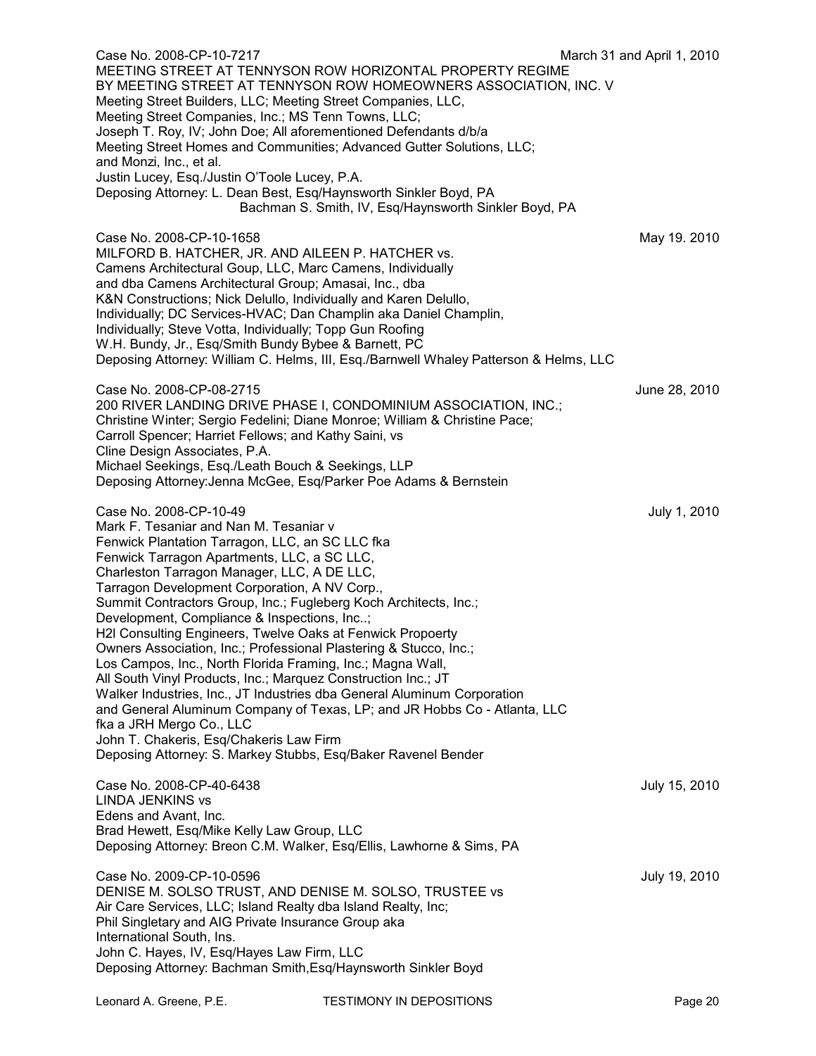Case No. 2008-CP-10-7217 March 31 and April 1, 2010
MEETING STREET AT TENNYSON ROW HORIZONTAL PROPERTY REGIME BY MEETING STREET AT TENNYSON ROW HOMEOWNERS ASSOCIATION, INC. V
Meeting Street Builders, LLC; Meeting Street Companies, LLC,
Meeting Street Companies, Inc.; MS Tenn Towns, LLC;
Joseph T. Roy, IV; John Doe; All aforementioned Defendants d/b/a
Meeting Street Homes and Communities; Advanced Gutter Solutions, LLC;
and Monzi, Inc., et al.
Justin Lucey, Esq./Justin O'Toole Lucey, P.A.
Deposing Attorney: L. Dean Best, Esq/Haynsworth Sinkler Boyd, PA
Bachman S. Smith, IV, Esq/Haynsworth Sinkler Boyd, PA

Case No. 2008-CP-10-1658 May 19. 2010
MILFORD B. HATCHER, JR. AND AILEEN P. HATCHER vs.
Camens Architectural Goup, LLC, Marc Camens, Individually
and dba Camens Architectural Group; Amasai, Inc., dba
K&N Constructions; Nick Delullo, Individually and Karen Delullo,
Individually; DC Services-HVAC; Dan Champlin aka Daniel Champlin,
Individually; Steve Votta, Individually; Topp Gun Roofing
W.H. Bundy, Jr., Esq/Smith Bundy Bybee & Barnett, PC
Deposing Attorney: William C. Helms, III, Esq./Barnwell Whaley Patterson & Helms, LLC

Case No. 2008-CP-08-2715 June 28, 2010
200 RIVER LANDING DRIVE PHASE I, CONDOMINIUM ASSOCIATION, INC.;
Christine Winter; Sergio Fedelini; Diane Monroe; William & Christine Pace;
Carroll Spencer; Harriet Fellows; and Kathy Saini, vs
Cline Design Associates, P.A.
Michael Seekings, Esq./Leath Bouch & Seekings, LLP
Deposing Attorney:Jenna McGee, Esq/Parker Poe Adams & Bernstein

Case No. 2008-CP-10-49 July 1, 2010
Mark F. Tesaniar and Nan M. Tesaniar v
Fenwick Plantation Tarragon, LLC, an SC LLC fka
Fenwick Tarragon Apartments, LLC, a SC LLC,
Charleston Tarragon Manager, LLC, A DE LLC,
Tarragon Development Corporation, A NV Corp.,
Summit Contractors Group, Inc.; Fugleberg Koch Architects, Inc.;
Development, Compliance & Inspections, Inc..;
H2l Consulting Engineers, Twelve Oaks at Fenwick Propoerty
Owners Association, Inc.; Professional Plastering & Stucco, Inc.;
Los Campos, Inc., North Florida Framing, Inc.; Magna Wall,
All South Vinyl Products, Inc.; Marquez Construction Inc.; JT
Walker Industries, Inc., JT Industries dba General Aluminum Corporation
and General Aluminum Company of Texas, LP; and JR Hobbs Co - Atlanta, LLC
fka a JRH Mergo Co., LLC
John T. Chakeris, Esq/Chakeris Law Firm
Deposing Attorney: S. Markey Stubbs, Esq/Baker Ravenel Bender

Case No. 2008-CP-40-6438 July 15, 2010
LINDA JENKINS vs
Edens and Avant, Inc.
Brad Hewett, Esq/Mike Kelly Law Group, LLC
Deposing Attorney: Breon C.M. Walker, Esq/Ellis, Lawhorne & Sims, PA

Case No. 2009-CP-10-0596 July 19, 2010
DENISE M. SOLSO TRUST, AND DENISE M. SOLSO, TRUSTEE vs
Air Care Services, LLC; Island Realty dba Island Realty, Inc;
Phil Singletary and AIG Private Insurance Group aka
International South, Ins.
John C. Hayes, IV, Esq/Hayes Law Firm, LLC
Deposing Attorney: Bachman Smith,Esq/Haynsworth Sinkler Boyd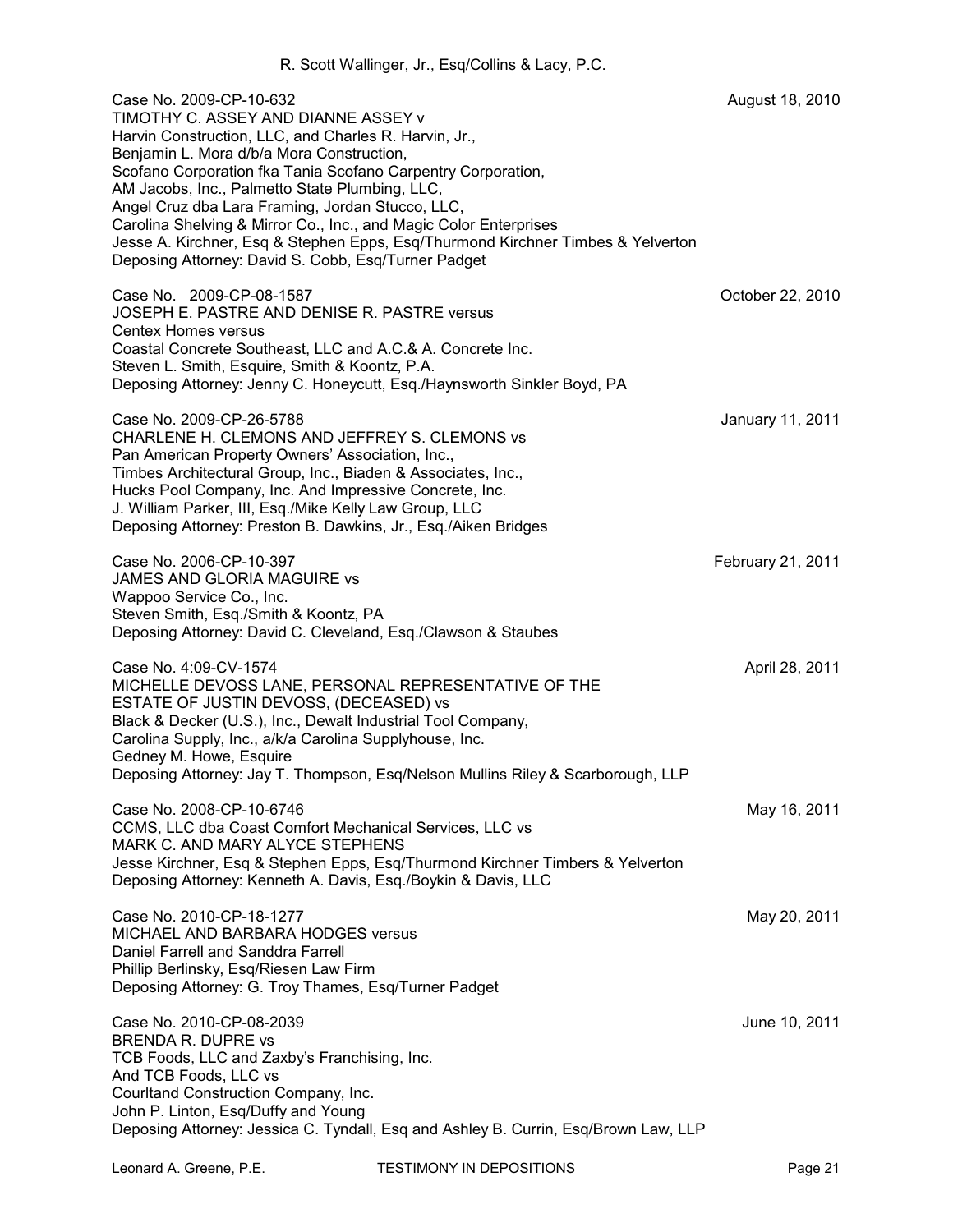R. Scott Wallinger, Jr., Esq/Collins & Lacy, P.C.

Case No. 2009-CP-10-632 August 18, 2010
TIMOTHY C. ASSEY AND DIANNE ASSEY v
Harvin Construction, LLC, and Charles R. Harvin, Jr.,
Benjamin L. Mora d/b/a Mora Construction,
Scofano Corporation fka Tania Scofano Carpentry Corporation,
AM Jacobs, Inc., Palmetto State Plumbing, LLC,
Angel Cruz dba Lara Framing, Jordan Stucco, LLC,
Carolina Shelving & Mirror Co., Inc., and Magic Color Enterprises
Jesse A. Kirchner, Esq & Stephen Epps, Esq/Thurmond Kirchner Timbes & Yelverton
Deposing Attorney: David S. Cobb, Esq/Turner Padget

Case No. 2009-CP-08-1587 October 22, 2010
JOSEPH E. PASTRE AND DENISE R. PASTRE versus
Centex Homes versus
Coastal Concrete Southeast, LLC and A.C.& A. Concrete Inc.
Steven L. Smith, Esquire, Smith & Koontz, P.A.
Deposing Attorney: Jenny C. Honeycutt, Esq./Haynsworth Sinkler Boyd, PA

Case No. 2009-CP-26-5788 January 11, 2011
CHARLENE H. CLEMONS AND JEFFREY S. CLEMONS vs
Pan American Property Owners' Association, Inc.,
Timbes Architectural Group, Inc., Biaden & Associates, Inc.,
Hucks Pool Company, Inc. And Impressive Concrete, Inc.
J. William Parker, III, Esq./Mike Kelly Law Group, LLC
Deposing Attorney: Preston B. Dawkins, Jr., Esq./Aiken Bridges

Case No. 2006-CP-10-397 February 21, 2011
JAMES AND GLORIA MAGUIRE vs
Wappoo Service Co., Inc.
Steven Smith, Esq./Smith & Koontz, PA
Deposing Attorney: David C. Cleveland, Esq./Clawson & Staubes

Case No. 4:09-CV-1574 April 28, 2011
MICHELLE DEVOSS LANE, PERSONAL REPRESENTATIVE OF THE
ESTATE OF JUSTIN DEVOSS, (DECEASED) vs
Black & Decker (U.S.), Inc., Dewalt Industrial Tool Company,
Carolina Supply, Inc., a/k/a Carolina Supplyhouse, Inc.
Gedney M. Howe, Esquire
Deposing Attorney: Jay T. Thompson, Esq/Nelson Mullins Riley & Scarborough, LLP

Case No. 2008-CP-10-6746 May 16, 2011
CCMS, LLC dba Coast Comfort Mechanical Services, LLC vs
MARK C. AND MARY ALYCE STEPHENS
Jesse Kirchner, Esq & Stephen Epps, Esq/Thurmond Kirchner Timbers & Yelverton
Deposing Attorney: Kenneth A. Davis, Esq./Boykin & Davis, LLC

Case No. 2010-CP-18-1277 May 20, 2011
MICHAEL AND BARBARA HODGES versus
Daniel Farrell and Sanddra Farrell
Phillip Berlinsky, Esq/Riesen Law Firm
Deposing Attorney: G. Troy Thames, Esq/Turner Padget

Case No. 2010-CP-08-2039 June 10, 2011
BRENDA R. DUPRE vs
TCB Foods, LLC and Zaxby's Franchising, Inc.
And TCB Foods, LLC vs
Courltand Construction Company, Inc.
John P. Linton, Esq/Duffy and Young
Deposing Attorney: Jessica C. Tyndall, Esq and Ashley B. Currin, Esq/Brown Law, LLP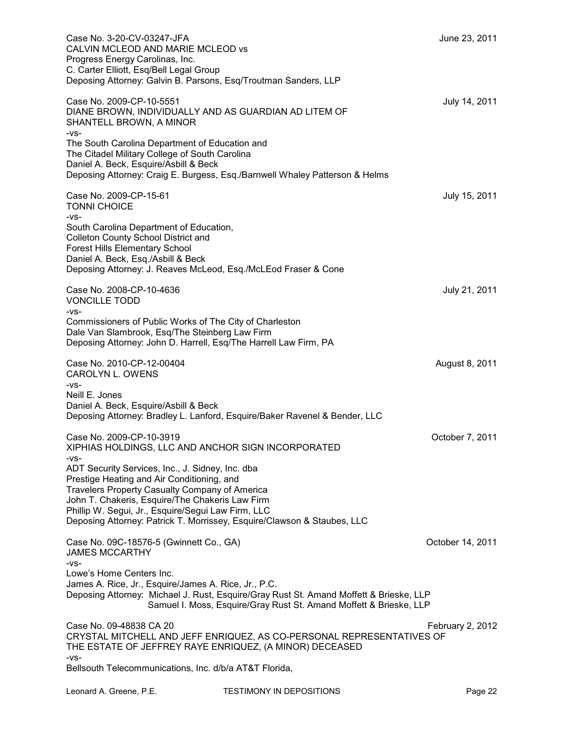Case No. 3-20-CV-03247-JFA June 23, 2011
CALVIN MCLEOD AND MARIE MCLEOD vs
Progress Energy Carolinas, Inc.
C. Carter Elliott, Esq/Bell Legal Group
Deposing Attorney: Galvin B. Parsons, Esq/Troutman Sanders, LLP

Case No. 2009-CP-10-5551 July 14, 2011
DIANE BROWN, INDIVIDUALLY AND AS GUARDIAN AD LITEM OF
SHANTELL BROWN, A MINOR
-vs-
The South Carolina Department of Education and
The Citadel Military College of South Carolina
Daniel A. Beck, Esquire/Asbill & Beck
Deposing Attorney: Craig E. Burgess, Esq./Barnwell Whaley Patterson & Helms

Case No. 2009-CP-15-61 July 15, 2011
TONNI CHOICE
-vs-
South Carolina Department of Education,
Colleton County School District and
Forest Hills Elementary School
Daniel A. Beck, Esq./Asbill & Beck
Deposing Attorney: J. Reaves McLeod, Esq./McLEod Fraser & Cone

Case No. 2008-CP-10-4636 July 21, 2011
VONCILLE TODD
-vs-
Commissioners of Public Works of The City of Charleston
Dale Van Slambrook, Esq/The Steinberg Law Firm
Deposing Attorney: John D. Harrell, Esq/The Harrell Law Firm, PA

Case No. 2010-CP-12-00404 August 8, 2011
CAROLYN L. OWENS
-vs-
Neill E. Jones
Daniel A. Beck, Esquire/Asbill & Beck
Deposing Attorney: Bradley L. Lanford, Esquire/Baker Ravenel & Bender, LLC

Case No. 2009-CP-10-3919 October 7, 2011
XIPHIAS HOLDINGS, LLC AND ANCHOR SIGN INCORPORATED
-vs-
ADT Security Services, Inc., J. Sidney, Inc. dba
Prestige Heating and Air Conditioning, and
Travelers Property Casualty Company of America
John T. Chakeris, Esquire/The Chakeris Law Firm
Phillip W. Segui, Jr., Esquire/Segui Law Firm, LLC
Deposing Attorney: Patrick T. Morrissey, Esquire/Clawson & Staubes, LLC

Case No. 09C-18576-5 (Gwinnett Co., GA) October 14, 2011
JAMES MCCARTHY
-vs-
Lowe's Home Centers Inc.
James A. Rice, Jr., Esquire/James A. Rice, Jr., P.C.
Deposing Attorney: Michael J. Rust, Esquire/Gray Rust St. Amand Moffett & Brieske, LLP
Samuel I. Moss, Esquire/Gray Rust St. Amand Moffett & Brieske, LLP

Case No. 09-48838 CA 20 February 2, 2012
CRYSTAL MITCHELL AND JEFF ENRIQUEZ, AS CO-PERSONAL REPRESENTATIVES OF
THE ESTATE OF JEFFREY RAYE ENRIQUEZ, (A MINOR) DECEASED
-vs-
Bellsouth Telecommunications, Inc. d/b/a AT&T Florida,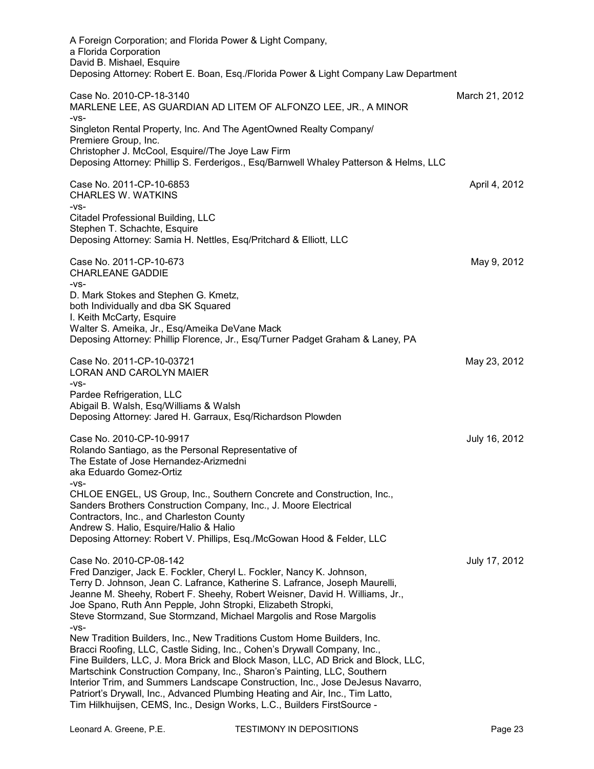A Foreign Corporation; and Florida Power & Light Company,
a Florida Corporation
David B. Mishael, Esquire
Deposing Attorney: Robert E. Boan, Esq./Florida Power & Light Company Law Department

Case No. 2010-CP-18-3140 March 21, 2012
MARLENE LEE, AS GUARDIAN AD LITEM OF ALFONZO LEE, JR., A MINOR
-vs-
Singleton Rental Property, Inc. And The AgentOwned Realty Company/
Premiere Group, Inc.
Christopher J. McCool, Esquire//The Joye Law Firm
Deposing Attorney: Phillip S. Ferderigos., Esq/Barnwell Whaley Patterson & Helms, LLC

Case No. 2011-CP-10-6853 April 4, 2012
CHARLES W. WATKINS
-vs-
Citadel Professional Building, LLC
Stephen T. Schachte, Esquire
Deposing Attorney: Samia H. Nettles, Esq/Pritchard & Elliott, LLC

Case No. 2011-CP-10-673 May 9, 2012
CHARLEANE GADDIE
-vs-
D. Mark Stokes and Stephen G. Kmetz,
both Individually and dba SK Squared
I. Keith McCarty, Esquire
Walter S. Ameika, Jr., Esq/Ameika DeVane Mack
Deposing Attorney: Phillip Florence, Jr., Esq/Turner Padget Graham & Laney, PA

Case No. 2011-CP-10-03721 May 23, 2012
LORAN AND CAROLYN MAIER
-vs-
Pardee Refrigeration, LLC
Abigail B. Walsh, Esq/Williams & Walsh
Deposing Attorney: Jared H. Garraux, Esq/Richardson Plowden

Case No. 2010-CP-10-9917 July 16, 2012
Rolando Santiago, as the Personal Representative of
The Estate of Jose Hernandez-Arizmedni
aka Eduardo Gomez-Ortiz
-vs-
CHLOE ENGEL, US Group, Inc., Southern Concrete and Construction, Inc.,
Sanders Brothers Construction Company, Inc., J. Moore Electrical
Contractors, Inc., and Charleston County
Andrew S. Halio, Esquire/Halio & Halio
Deposing Attorney: Robert V. Phillips, Esq./McGowan Hood & Felder, LLC

Case No. 2010-CP-08-142 July 17, 2012
Fred Danziger, Jack E. Fockler, Cheryl L. Fockler, Nancy K. Johnson,
Terry D. Johnson, Jean C. Lafrance, Katherine S. Lafrance, Joseph Maurelli,
Jeanne M. Sheehy, Robert F. Sheehy, Robert Weisner, David H. Williams, Jr.,
Joe Spano, Ruth Ann Pepple, John Stropki, Elizabeth Stropki,
Steve Stormzand, Sue Stormzand, Michael Margolis and Rose Margolis
-vs-
New Tradition Builders, Inc., New Traditions Custom Home Builders, Inc.
Bracci Roofing, LLC, Castle Siding, Inc., Cohen's Drywall Company, Inc.,
Fine Builders, LLC, J. Mora Brick and Block Mason, LLC, AD Brick and Block, LLC,
Martschink Construction Company, Inc., Sharon's Painting, LLC, Southern
Interior Trim, and Summers Landscape Construction, Inc., Jose DeJesus Navarro,
Patriort's Drywall, Inc., Advanced Plumbing Heating and Air, Inc., Tim Latto,
Tim Hilkhuijsen, CEMS, Inc., Design Works, L.C., Builders FirstSource -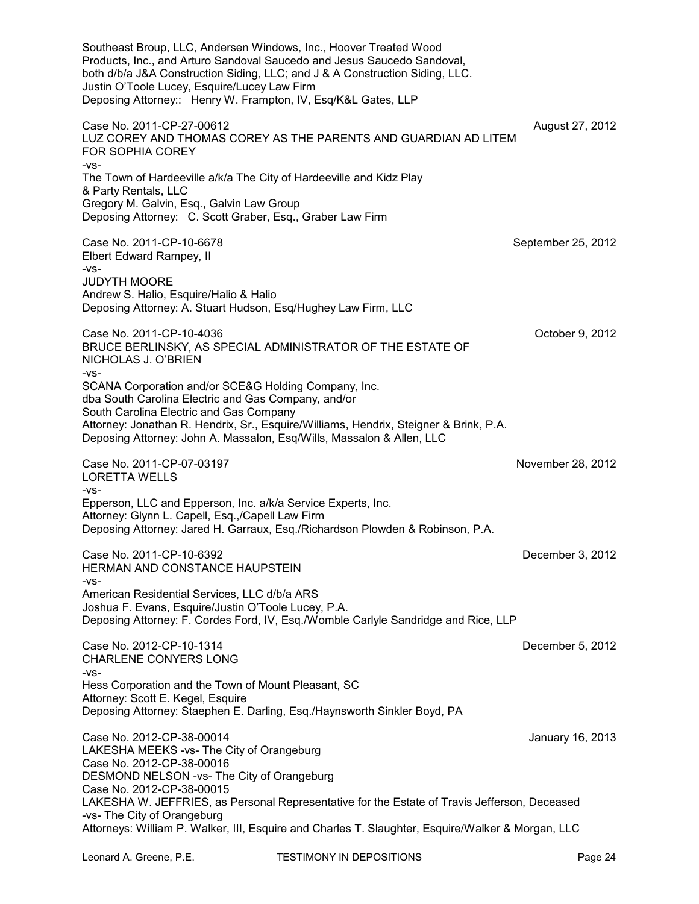Southeast Broup, LLC, Andersen Windows, Inc., Hoover Treated Wood Products, Inc., and Arturo Sandoval Saucedo and Jesus Saucedo Sandoval, both d/b/a J&A Construction Siding, LLC; and J & A Construction Siding, LLC.
Justin O'Toole Lucey, Esquire/Lucey Law Firm
Deposing Attorney:: Henry W. Frampton, IV, Esq/K&L Gates, LLP

Case No. 2011-CP-27-00612 August 27, 2012
LUZ COREY AND THOMAS COREY AS THE PARENTS AND GUARDIAN AD LITEM FOR SOPHIA COREY
-vs-
The Town of Hardeeville a/k/a The City of Hardeeville and Kidz Play & Party Rentals, LLC
Gregory M. Galvin, Esq., Galvin Law Group
Deposing Attorney: C. Scott Graber, Esq., Graber Law Firm

Case No. 2011-CP-10-6678 September 25, 2012
Elbert Edward Rampey, II
-vs-
JUDYTH MOORE
Andrew S. Halio, Esquire/Halio & Halio
Deposing Attorney: A. Stuart Hudson, Esq/Hughey Law Firm, LLC

Case No. 2011-CP-10-4036 October 9, 2012
BRUCE BERLINSKY, AS SPECIAL ADMINISTRATOR OF THE ESTATE OF NICHOLAS J. O'BRIEN
-vs-
SCANA Corporation and/or SCE&G Holding Company, Inc. dba South Carolina Electric and Gas Company, and/or South Carolina Electric and Gas Company
Attorney: Jonathan R. Hendrix, Sr., Esquire/Williams, Hendrix, Steigner & Brink, P.A.
Deposing Attorney: John A. Massalon, Esq/Wills, Massalon & Allen, LLC

Case No. 2011-CP-07-03197 November 28, 2012
LORETTA WELLS
-vs-
Epperson, LLC and Epperson, Inc. a/k/a Service Experts, Inc.
Attorney: Glynn L. Capell, Esq.,/Capell Law Firm
Deposing Attorney: Jared H. Garraux, Esq./Richardson Plowden & Robinson, P.A.

Case No. 2011-CP-10-6392 December 3, 2012
HERMAN AND CONSTANCE HAUPSTEIN
-vs-
American Residential Services, LLC d/b/a ARS
Joshua F. Evans, Esquire/Justin O'Toole Lucey, P.A.
Deposing Attorney: F. Cordes Ford, IV, Esq./Womble Carlyle Sandridge and Rice, LLP

Case No. 2012-CP-10-1314 December 5, 2012
CHARLENE CONYERS LONG
-vs-
Hess Corporation and the Town of Mount Pleasant, SC
Attorney: Scott E. Kegel, Esquire
Deposing Attorney: Staephen E. Darling, Esq./Haynsworth Sinkler Boyd, PA

Case No. 2012-CP-38-00014 January 16, 2013
LAKESHA MEEKS -vs- The City of Orangeburg
Case No. 2012-CP-38-00016
DESMOND NELSON -vs- The City of Orangeburg
Case No. 2012-CP-38-00015
LAKESHA W. JEFFRIES, as Personal Representative for the Estate of Travis Jefferson, Deceased -vs- The City of Orangeburg
Attorneys: William P. Walker, III, Esquire and Charles T. Slaughter, Esquire/Walker & Morgan, LLC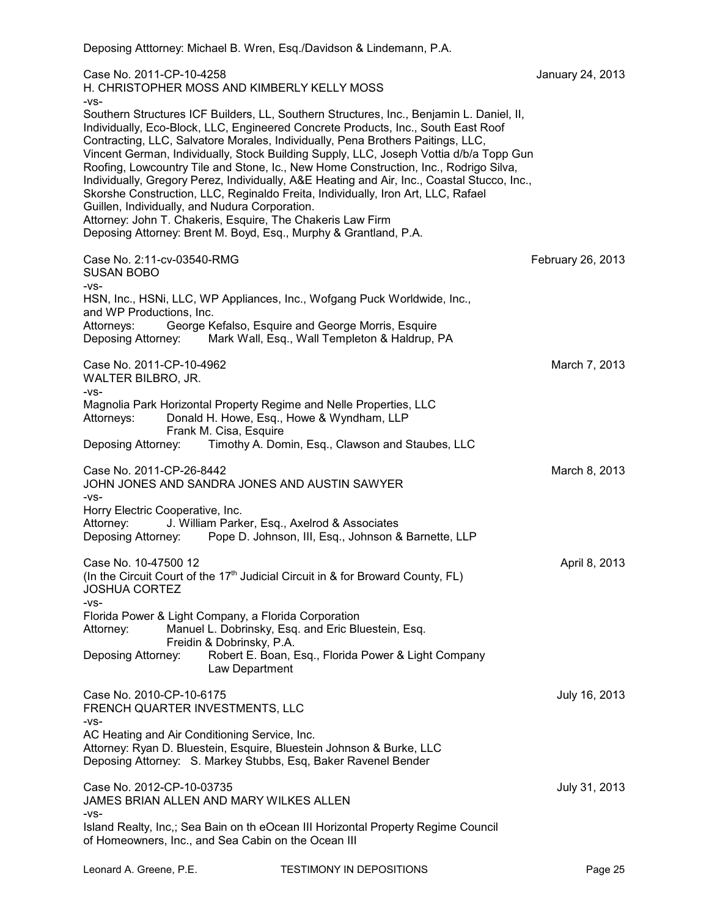Deposing Atttorney: Michael B. Wren, Esq./Davidson & Lindemann, P.A.

Case No. 2011-CP-10-4258 January 24, 2013
H. CHRISTOPHER MOSS AND KIMBERLY KELLY MOSS
-vs-
Southern Structures ICF Builders, LL, Southern Structures, Inc., Benjamin L. Daniel, II, Individually, Eco-Block, LLC, Engineered Concrete Products, Inc., South East Roof Contracting, LLC, Salvatore Morales, Individually, Pena Brothers Paitings, LLC, Vincent German, Individually, Stock Building Supply, LLC, Joseph Vottia d/b/a Topp Gun Roofing, Lowcountry Tile and Stone, Ic., New Home Construction, Inc., Rodrigo Silva, Individually, Gregory Perez, Individually, A&E Heating and Air, Inc., Coastal Stucco, Inc., Skorshe Construction, LLC, Reginaldo Freita, Individually, Iron Art, LLC, Rafael Guillen, Individually, and Nudura Corporation.
Attorney: John T. Chakeris, Esquire, The Chakeris Law Firm
Deposing Attorney: Brent M. Boyd, Esq., Murphy & Grantland, P.A.

Case No. 2:11-cv-03540-RMG February 26, 2013
SUSAN BOBO
-vs-
HSN, Inc., HSNi, LLC, WP Appliances, Inc., Wofgang Puck Worldwide, Inc., and WP Productions, Inc.
Attorneys: George Kefalso, Esquire and George Morris, Esquire
Deposing Attorney: Mark Wall, Esq., Wall Templeton & Haldrup, PA

Case No. 2011-CP-10-4962 March 7, 2013
WALTER BILBRO, JR.
-vs-
Magnolia Park Horizontal Property Regime and Nelle Properties, LLC
Attorneys: Donald H. Howe, Esq., Howe & Wyndham, LLP
Frank M. Cisa, Esquire
Deposing Attorney: Timothy A. Domin, Esq., Clawson and Staubes, LLC

Case No. 2011-CP-26-8442 March 8, 2013
JOHN JONES AND SANDRA JONES AND AUSTIN SAWYER
-vs-
Horry Electric Cooperative, Inc.
Attorney: J. William Parker, Esq., Axelrod & Associates
Deposing Attorney: Pope D. Johnson, III, Esq., Johnson & Barnette, LLP

Case No. 10-47500 12 April 8, 2013
(In the Circuit Court of the 17th Judicial Circuit in & for Broward County, FL)
JOSHUA CORTEZ
-vs-
Florida Power & Light Company, a Florida Corporation
Attorney: Manuel L. Dobrinsky, Esq. and Eric Bluestein, Esq.
Freidin & Dobrinsky, P.A.
Deposing Attorney: Robert E. Boan, Esq., Florida Power & Light Company Law Department

Case No. 2010-CP-10-6175 July 16, 2013
FRENCH QUARTER INVESTMENTS, LLC
-vs-
AC Heating and Air Conditioning Service, Inc.
Attorney: Ryan D. Bluestein, Esquire, Bluestein Johnson & Burke, LLC
Deposing Attorney: S. Markey Stubbs, Esq, Baker Ravenel Bender

Case No. 2012-CP-10-03735 July 31, 2013
JAMES BRIAN ALLEN AND MARY WILKES ALLEN
-vs-
Island Realty, Inc,; Sea Bain on th eOcean III Horizontal Property Regime Council of Homeowners, Inc., and Sea Cabin on the Ocean III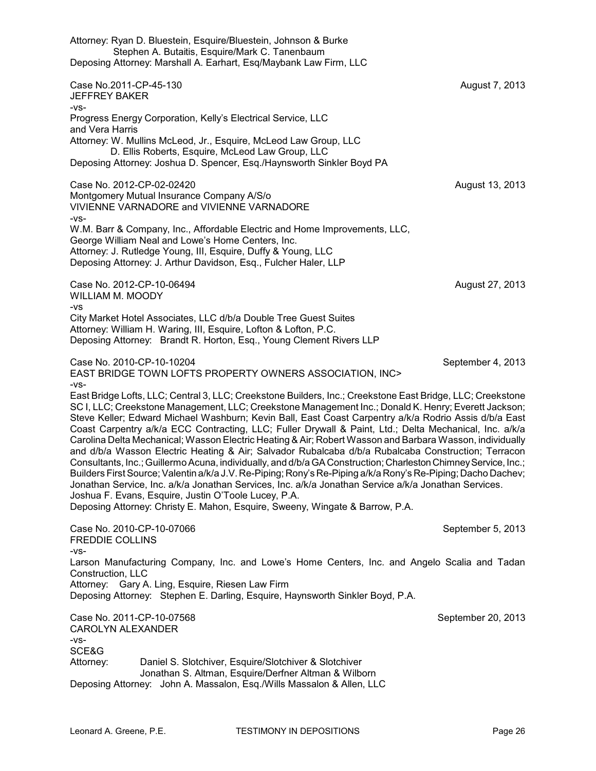Attorney: Ryan D. Bluestein, Esquire/Bluestein, Johnson & Burke
Stephen A. Butaitis, Esquire/Mark C. Tanenbaum
Deposing Attorney: Marshall A. Earhart, Esq/Maybank Law Firm, LLC

Case No.2011-CP-45-130 August 7, 2013
JEFFREY BAKER
-vs-
Progress Energy Corporation, Kelly's Electrical Service, LLC and Vera Harris
Attorney: W. Mullins McLeod, Jr., Esquire, McLeod Law Group, LLC
D. Ellis Roberts, Esquire, McLeod Law Group, LLC
Deposing Attorney: Joshua D. Spencer, Esq./Haynsworth Sinkler Boyd PA

Case No. 2012-CP-02-02420 August 13, 2013
Montgomery Mutual Insurance Company A/S/o
VIVIENNE VARNADORE and VIVIENNE VARNADORE
-vs-
W.M. Barr & Company, Inc., Affordable Electric and Home Improvements, LLC, George William Neal and Lowe's Home Centers, Inc.
Attorney: J. Rutledge Young, III, Esquire, Duffy & Young, LLC
Deposing Attorney: J. Arthur Davidson, Esq., Fulcher Haler, LLP

Case No. 2012-CP-10-06494 August 27, 2013
WILLIAM M. MOODY
-vs
City Market Hotel Associates, LLC d/b/a Double Tree Guest Suites
Attorney: William H. Waring, III, Esquire, Lofton & Lofton, P.C.
Deposing Attorney: Brandt R. Horton, Esq., Young Clement Rivers LLP

Case No. 2010-CP-10-10204 September 4, 2013
EAST BRIDGE TOWN LOFTS PROPERTY OWNERS ASSOCIATION, INC>
-vs-
East Bridge Lofts, LLC; Central 3, LLC; Creekstone Builders, Inc.; Creekstone East Bridge, LLC; Creekstone SC I, LLC; Creekstone Management, LLC; Creekstone Management Inc.; Donald K. Henry; Everett Jackson; Steve Keller; Edward Michael Washburn; Kevin Ball, East Coast Carpentry a/k/a Rodrio Assis d/b/a East Coast Carpentry a/k/a ECC Contracting, LLC; Fuller Drywall & Paint, Ltd.; Delta Mechanical, Inc. a/k/a Carolina Delta Mechanical; Wasson Electric Heating & Air; Robert Wasson and Barbara Wasson, individually and d/b/a Wasson Electric Heating & Air; Salvador Rubalcaba d/b/a Rubalcaba Construction; Terracon Consultants, Inc.; Guillermo Acuna, individually, and d/b/a GA Construction; Charleston Chimney Service, Inc.; Builders First Source; Valentin a/k/a J.V. Re-Piping; Rony's Re-Piping a/k/a Rony's Re-Piping; Dacho Dachev; Jonathan Service, Inc. a/k/a Jonathan Services, Inc. a/k/a Jonathan Service a/k/a Jonathan Services.
Joshua F. Evans, Esquire, Justin O'Toole Lucey, P.A.
Deposing Attorney: Christy E. Mahon, Esquire, Sweeny, Wingate & Barrow, P.A.

Case No. 2010-CP-10-07066 September 5, 2013
FREDDIE COLLINS
-vs-
Larson Manufacturing Company, Inc. and Lowe's Home Centers, Inc. and Angelo Scalia and Tadan Construction, LLC
Attorney: Gary A. Ling, Esquire, Riesen Law Firm
Deposing Attorney: Stephen E. Darling, Esquire, Haynsworth Sinkler Boyd, P.A.

Case No. 2011-CP-10-07568 September 20, 2013
CAROLYN ALEXANDER
-vs-
SCE&G
Attorney: Daniel S. Slotchiver, Esquire/Slotchiver & Slotchiver
Jonathan S. Altman, Esquire/Derfner Altman & Wilborn
Deposing Attorney: John A. Massalon, Esq./Wills Massalon & Allen, LLC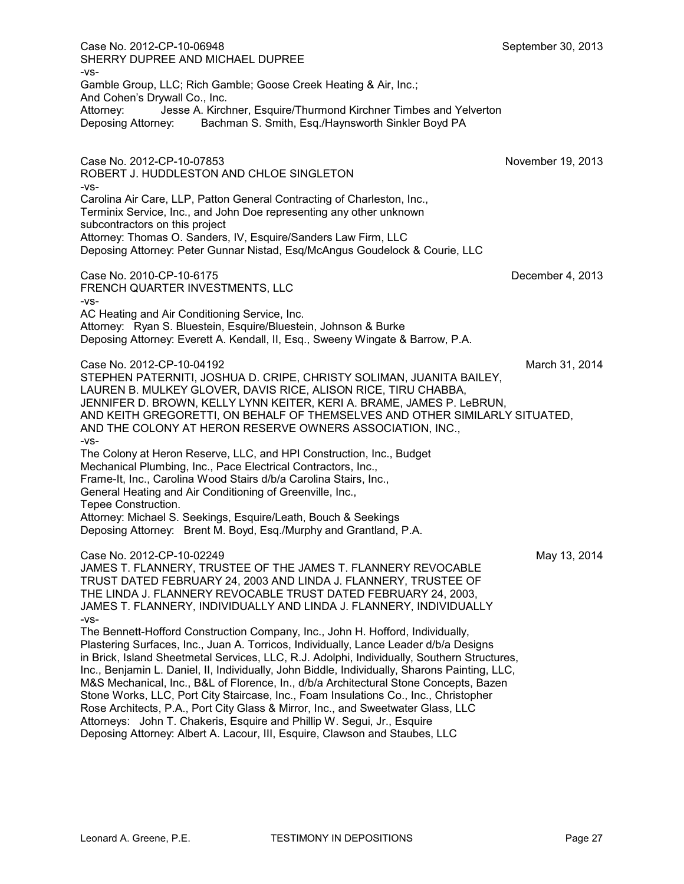Case No. 2012-CP-10-06948 September 30, 2013
SHERRY DUPREE AND MICHAEL DUPREE
-vs-
Gamble Group, LLC; Rich Gamble; Goose Creek Heating & Air, Inc.;
And Cohen's Drywall Co., Inc.
Attorney: Jesse A. Kirchner, Esquire/Thurmond Kirchner Timbes and Yelverton
Deposing Attorney: Bachman S. Smith, Esq./Haynsworth Sinkler Boyd PA

Case No. 2012-CP-10-07853 November 19, 2013
ROBERT J. HUDDLESTON AND CHLOE SINGLETON
-vs-
Carolina Air Care, LLP, Patton General Contracting of Charleston, Inc.,
Terminix Service, Inc., and John Doe representing any other unknown
subcontractors on this project
Attorney: Thomas O. Sanders, IV, Esquire/Sanders Law Firm, LLC
Deposing Attorney: Peter Gunnar Nistad, Esq/McAngus Goudelock & Courie, LLC

Case No. 2010-CP-10-6175 December 4, 2013
FRENCH QUARTER INVESTMENTS, LLC
-vs-
AC Heating and Air Conditioning Service, Inc.
Attorney: Ryan S. Bluestein, Esquire/Bluestein, Johnson & Burke
Deposing Attorney: Everett A. Kendall, II, Esq., Sweeny Wingate & Barrow, P.A.

Case No. 2012-CP-10-04192 March 31, 2014
STEPHEN PATERNITI, JOSHUA D. CRIPE, CHRISTY SOLIMAN, JUANITA BAILEY,
LAUREN B. MULKEY GLOVER, DAVIS RICE, ALISON RICE, TIRU CHABBA,
JENNIFER D. BROWN, KELLY LYNN KEITER, KERI A. BRAME, JAMES P. LeBRUN,
AND KEITH GREGORETTI, ON BEHALF OF THEMSELVES AND OTHER SIMILARLY SITUATED,
AND THE COLONY AT HERON RESERVE OWNERS ASSOCIATION, INC.,
-vs-
The Colony at Heron Reserve, LLC, and HPI Construction, Inc., Budget
Mechanical Plumbing, Inc., Pace Electrical Contractors, Inc.,
Frame-It, Inc., Carolina Wood Stairs d/b/a Carolina Stairs, Inc.,
General Heating and Air Conditioning of Greenville, Inc.,
Tepee Construction.
Attorney: Michael S. Seekings, Esquire/Leath, Bouch & Seekings
Deposing Attorney: Brent M. Boyd, Esq./Murphy and Grantland, P.A.

Case No. 2012-CP-10-02249 May 13, 2014
JAMES T. FLANNERY, TRUSTEE OF THE JAMES T. FLANNERY REVOCABLE
TRUST DATED FEBRUARY 24, 2003 AND LINDA J. FLANNERY, TRUSTEE OF
THE LINDA J. FLANNERY REVOCABLE TRUST DATED FEBRUARY 24, 2003,
JAMES T. FLANNERY, INDIVIDUALLY AND LINDA J. FLANNERY, INDIVIDUALLY
-vs-
The Bennett-Hofford Construction Company, Inc., John H. Hofford, Individually,
Plastering Surfaces, Inc., Juan A. Torricos, Individually, Lance Leader d/b/a Designs
in Brick, Island Sheetmetal Services, LLC, R.J. Adolphi, Individually, Southern Structures,
Inc., Benjamin L. Daniel, II, Individually, John Biddle, Individually, Sharons Painting, LLC,
M&S Mechanical, Inc., B&L of Florence, In., d/b/a Architectural Stone Concepts, Bazen
Stone Works, LLC, Port City Staircase, Inc., Foam Insulations Co., Inc., Christopher
Rose Architects, P.A., Port City Glass & Mirror, Inc., and Sweetwater Glass, LLC
Attorneys: John T. Chakeris, Esquire and Phillip W. Segui, Jr., Esquire
Deposing Attorney: Albert A. Lacour, III, Esquire, Clawson and Staubes, LLC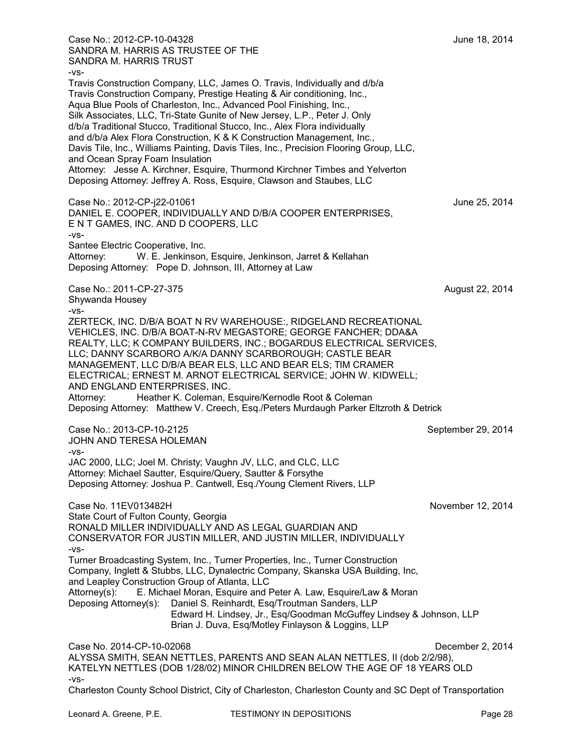Case No.: 2012-CP-10-04328 June 18, 2014
SANDRA M. HARRIS AS TRUSTEE OF THE
SANDRA M. HARRIS TRUST
-vs-
Travis Construction Company, LLC, James O. Travis, Individually and d/b/a
Travis Construction Company, Prestige Heating & Air conditioning, Inc.,
Aqua Blue Pools of Charleston, Inc., Advanced Pool Finishing, Inc.,
Silk Associates, LLC, Tri-State Gunite of New Jersey, L.P., Peter J. Only
d/b/a Traditional Stucco, Traditional Stucco, Inc., Alex Flora individually
and d/b/a Alex Flora Construction, K & K Construction Management, Inc.,
Davis Tile, Inc., Williams Painting, Davis Tiles, Inc., Precision Flooring Group, LLC,
and Ocean Spray Foam Insulation
Attorney: Jesse A. Kirchner, Esquire, Thurmond Kirchner Timbes and Yelverton
Deposing Attorney: Jeffrey A. Ross, Esquire, Clawson and Staubes, LLC

Case No.: 2012-CP-j22-01061 June 25, 2014
DANIEL E. COOPER, INDIVIDUALLY AND D/B/A COOPER ENTERPRISES,
E N T GAMES, INC. AND D COOPERS, LLC
-vs-
Santee Electric Cooperative, Inc.
Attorney: W. E. Jenkinson, Esquire, Jenkinson, Jarret & Kellahan
Deposing Attorney: Pope D. Johnson, III, Attorney at Law

Case No.: 2011-CP-27-375 August 22, 2014
Shywanda Housey
-vs-
ZERTECK, INC. D/B/A BOAT N RV WAREHOUSE:, RIDGELAND RECREATIONAL
VEHICLES, INC. D/B/A BOAT-N-RV MEGASTORE; GEORGE FANCHER; DDA&A
REALTY, LLC; K COMPANY BUILDERS, INC.; BOGARDUS ELECTRICAL SERVICES,
LLC; DANNY SCARBORO A/K/A DANNY SCARBOROUGH; CASTLE BEAR
MANAGEMENT, LLC D/B/A BEAR ELS, LLC AND BEAR ELS; TIM CRAMER
ELECTRICAL; ERNEST M. ARNOT ELECTRICAL SERVICE; JOHN W. KIDWELL;
AND ENGLAND ENTERPRISES, INC.
Attorney: Heather K. Coleman, Esquire/Kernodle Root & Coleman
Deposing Attorney: Matthew V. Creech, Esq./Peters Murdaugh Parker Eltzroth & Detrick

Case No.: 2013-CP-10-2125 September 29, 2014
JOHN AND TERESA HOLEMAN
-vs-
JAC 2000, LLC; Joel M. Christy; Vaughn JV, LLC, and CLC, LLC
Attorney: Michael Sautter, Esquire/Query, Sautter & Forsythe
Deposing Attorney: Joshua P. Cantwell, Esq./Young Clement Rivers, LLP

Case No. 11EV013482H November 12, 2014
State Court of Fulton County, Georgia
RONALD MILLER INDIVIDUALLY AND AS LEGAL GUARDIAN AND
CONSERVATOR FOR JUSTIN MILLER, AND JUSTIN MILLER, INDIVIDUALLY
-vs-
Turner Broadcasting System, Inc., Turner Properties, Inc., Turner Construction
Company, Inglett & Stubbs, LLC, Dynalectric Company, Skanska USA Building, Inc,
and Leapley Construction Group of Atlanta, LLC
Attorney(s): E. Michael Moran, Esquire and Peter A. Law, Esquire/Law & Moran
Deposing Attorney(s): Daniel S. Reinhardt, Esq/Troutman Sanders, LLP
Edward H. Lindsey, Jr., Esq/Goodman McGuffey Lindsey & Johnson, LLP
Brian J. Duva, Esq/Motley Finlayson & Loggins, LLP

Case No. 2014-CP-10-02068 December 2, 2014
ALYSSA SMITH, SEAN NETTLES, PARENTS AND SEAN ALAN NETTLES, II (dob 2/2/98),
KATELYN NETTLES (DOB 1/28/02) MINOR CHILDREN BELOW THE AGE OF 18 YEARS OLD
-vs-
Charleston County School District, City of Charleston, Charleston County and SC Dept of Transportation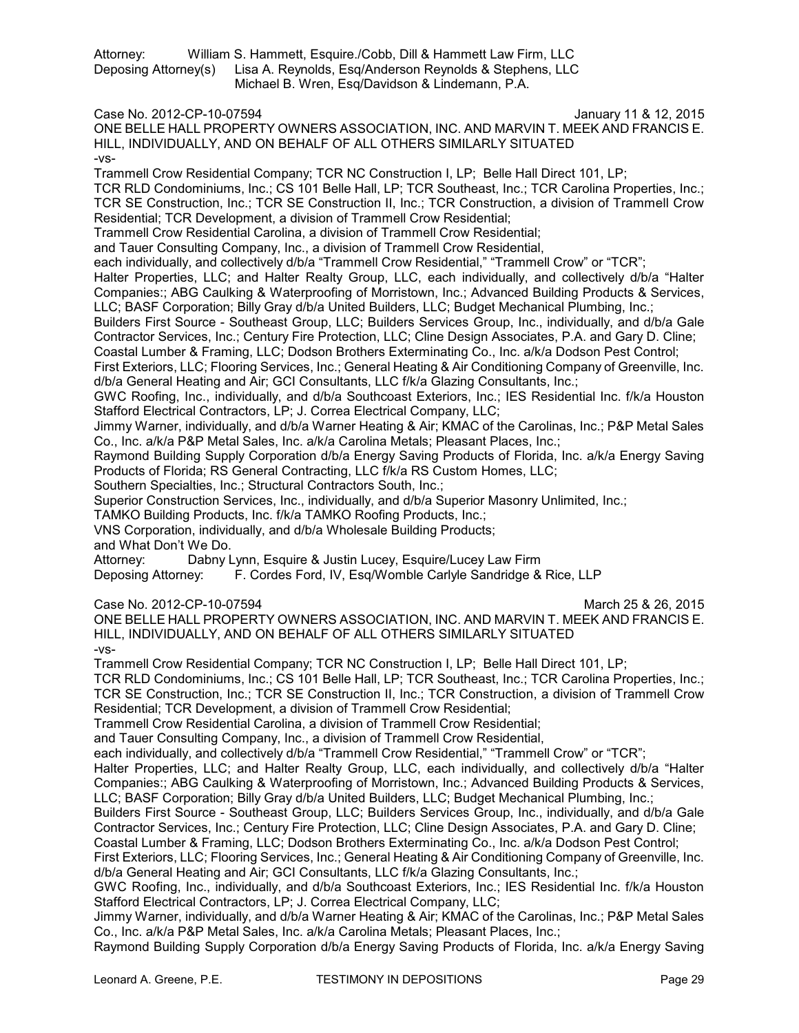Attorney: William S. Hammett, Esquire./Cobb, Dill & Hammett Law Firm, LLC
Deposing Attorney(s) Lisa A. Reynolds, Esq/Anderson Reynolds & Stephens, LLC
Michael B. Wren, Esq/Davidson & Lindemann, P.A.

Case No. 2012-CP-10-07594 January 11 & 12, 2015
ONE BELLE HALL PROPERTY OWNERS ASSOCIATION, INC. AND MARVIN T. MEEK AND FRANCIS E. HILL, INDIVIDUALLY, AND ON BEHALF OF ALL OTHERS SIMILARLY SITUATED
-vs-
Trammell Crow Residential Company; TCR NC Construction I, LP; Belle Hall Direct 101, LP;
TCR RLD Condominiums, Inc.; CS 101 Belle Hall, LP; TCR Southeast, Inc.; TCR Carolina Properties, Inc.; TCR SE Construction, Inc.; TCR SE Construction II, Inc.; TCR Construction, a division of Trammell Crow Residential; TCR Development, a division of Trammell Crow Residential;
Trammell Crow Residential Carolina, a division of Trammell Crow Residential;
and Tauer Consulting Company, Inc., a division of Trammell Crow Residential,
each individually, and collectively d/b/a "Trammell Crow Residential," "Trammell Crow" or "TCR";
Halter Properties, LLC; and Halter Realty Group, LLC, each individually, and collectively d/b/a "Halter Companies:; ABG Caulking & Waterproofing of Morristown, Inc.; Advanced Building Products & Services, LLC; BASF Corporation; Billy Gray d/b/a United Builders, LLC; Budget Mechanical Plumbing, Inc.;
Builders First Source - Southeast Group, LLC; Builders Services Group, Inc., individually, and d/b/a Gale Contractor Services, Inc.; Century Fire Protection, LLC; Cline Design Associates, P.A. and Gary D. Cline;
Coastal Lumber & Framing, LLC; Dodson Brothers Exterminating Co., Inc. a/k/a Dodson Pest Control;
First Exteriors, LLC; Flooring Services, Inc.; General Heating & Air Conditioning Company of Greenville, Inc. d/b/a General Heating and Air; GCI Consultants, LLC f/k/a Glazing Consultants, Inc.;
GWC Roofing, Inc., individually, and d/b/a Southcoast Exteriors, Inc.; IES Residential Inc. f/k/a Houston Stafford Electrical Contractors, LP; J. Correa Electrical Company, LLC;
Jimmy Warner, individually, and d/b/a Warner Heating & Air; KMAC of the Carolinas, Inc.; P&P Metal Sales Co., Inc. a/k/a P&P Metal Sales, Inc. a/k/a Carolina Metals; Pleasant Places, Inc.;
Raymond Building Supply Corporation d/b/a Energy Saving Products of Florida, Inc. a/k/a Energy Saving Products of Florida; RS General Contracting, LLC f/k/a RS Custom Homes, LLC;
Southern Specialties, Inc.; Structural Contractors South, Inc.;
Superior Construction Services, Inc., individually, and d/b/a Superior Masonry Unlimited, Inc.;
TAMKO Building Products, Inc. f/k/a TAMKO Roofing Products, Inc.;
VNS Corporation, individually, and d/b/a Wholesale Building Products;
and What Don't We Do.
Attorney: Dabny Lynn, Esquire & Justin Lucey, Esquire/Lucey Law Firm
Deposing Attorney: F. Cordes Ford, IV, Esq/Womble Carlyle Sandridge & Rice, LLP

Case No. 2012-CP-10-07594 March 25 & 26, 2015
ONE BELLE HALL PROPERTY OWNERS ASSOCIATION, INC. AND MARVIN T. MEEK AND FRANCIS E. HILL, INDIVIDUALLY, AND ON BEHALF OF ALL OTHERS SIMILARLY SITUATED
-vs-
Trammell Crow Residential Company; TCR NC Construction I, LP; Belle Hall Direct 101, LP;
TCR RLD Condominiums, Inc.; CS 101 Belle Hall, LP; TCR Southeast, Inc.; TCR Carolina Properties, Inc.; TCR SE Construction, Inc.; TCR SE Construction II, Inc.; TCR Construction, a division of Trammell Crow Residential; TCR Development, a division of Trammell Crow Residential;
Trammell Crow Residential Carolina, a division of Trammell Crow Residential;
and Tauer Consulting Company, Inc., a division of Trammell Crow Residential,
each individually, and collectively d/b/a "Trammell Crow Residential," "Trammell Crow" or "TCR";
Halter Properties, LLC; and Halter Realty Group, LLC, each individually, and collectively d/b/a "Halter Companies:; ABG Caulking & Waterproofing of Morristown, Inc.; Advanced Building Products & Services, LLC; BASF Corporation; Billy Gray d/b/a United Builders, LLC; Budget Mechanical Plumbing, Inc.;
Builders First Source - Southeast Group, LLC; Builders Services Group, Inc., individually, and d/b/a Gale Contractor Services, Inc.; Century Fire Protection, LLC; Cline Design Associates, P.A. and Gary D. Cline;
Coastal Lumber & Framing, LLC; Dodson Brothers Exterminating Co., Inc. a/k/a Dodson Pest Control;
First Exteriors, LLC; Flooring Services, Inc.; General Heating & Air Conditioning Company of Greenville, Inc. d/b/a General Heating and Air; GCI Consultants, LLC f/k/a Glazing Consultants, Inc.;
GWC Roofing, Inc., individually, and d/b/a Southcoast Exteriors, Inc.; IES Residential Inc. f/k/a Houston Stafford Electrical Contractors, LP; J. Correa Electrical Company, LLC;
Jimmy Warner, individually, and d/b/a Warner Heating & Air; KMAC of the Carolinas, Inc.; P&P Metal Sales Co., Inc. a/k/a P&P Metal Sales, Inc. a/k/a Carolina Metals; Pleasant Places, Inc.;
Raymond Building Supply Corporation d/b/a Energy Saving Products of Florida, Inc. a/k/a Energy Saving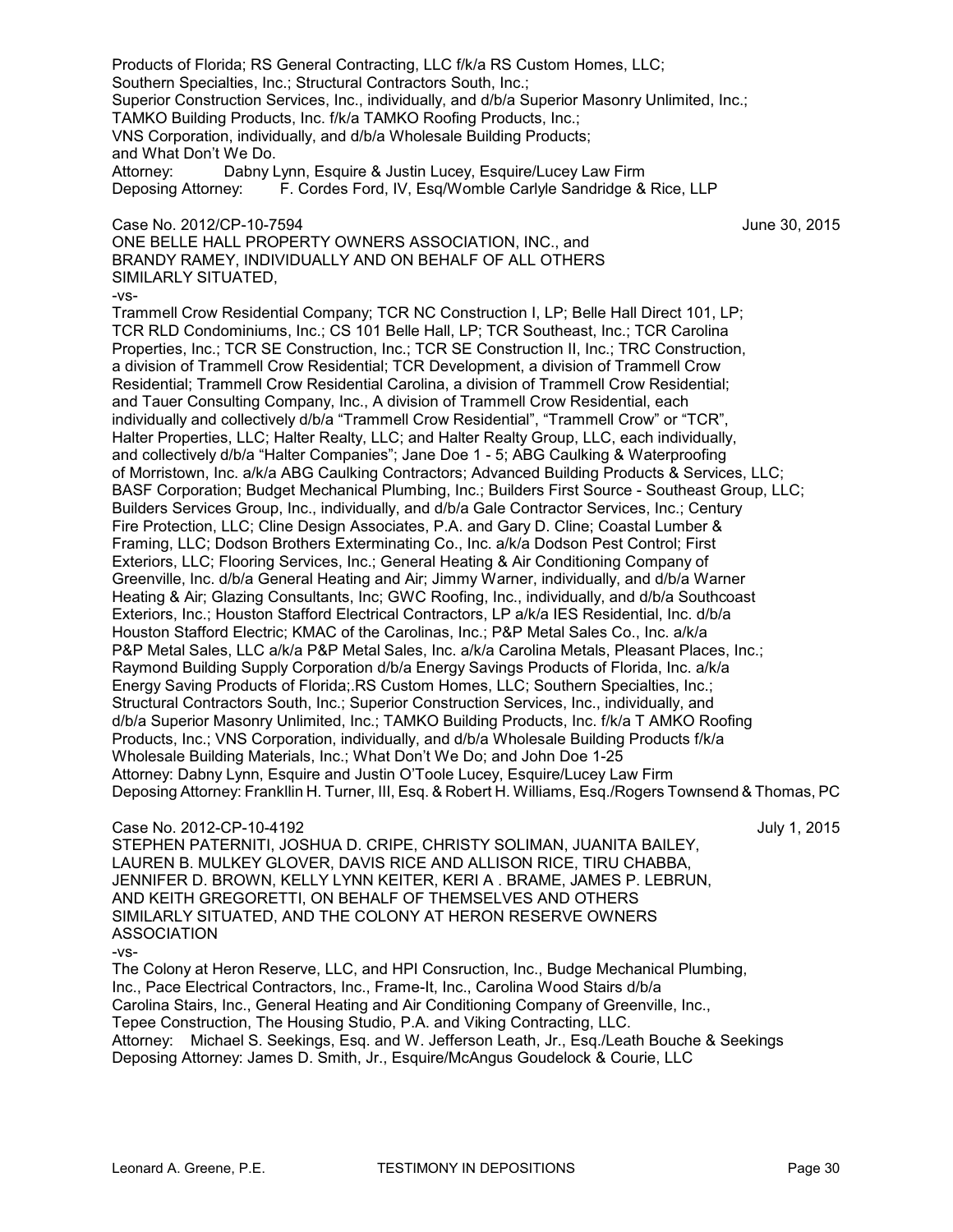Products of Florida; RS General Contracting, LLC f/k/a RS Custom Homes, LLC;
Southern Specialties, Inc.; Structural Contractors South, Inc.;
Superior Construction Services, Inc., individually, and d/b/a Superior Masonry Unlimited, Inc.;
TAMKO Building Products, Inc. f/k/a TAMKO Roofing Products, Inc.;
VNS Corporation, individually, and d/b/a Wholesale Building Products;
and What Don't We Do.
Attorney: Dabny Lynn, Esquire & Justin Lucey, Esquire/Lucey Law Firm
Deposing Attorney: F. Cordes Ford, IV, Esq/Womble Carlyle Sandridge & Rice, LLP

Case No. 2012/CP-10-7594 June 30, 2015
ONE BELLE HALL PROPERTY OWNERS ASSOCIATION, INC., and
BRANDY RAMEY, INDIVIDUALLY AND ON BEHALF OF ALL OTHERS
SIMILARLY SITUATED,
-vs-
Trammell Crow Residential Company; TCR NC Construction I, LP; Belle Hall Direct 101, LP;
TCR RLD Condominiums, Inc.; CS 101 Belle Hall, LP; TCR Southeast, Inc.; TCR Carolina
Properties, Inc.; TCR SE Construction, Inc.; TCR SE Construction II, Inc.; TRC Construction,
a division of Trammell Crow Residential; TCR Development, a division of Trammell Crow
Residential; Trammell Crow Residential Carolina, a division of Trammell Crow Residential;
and Tauer Consulting Company, Inc., A division of Trammell Crow Residential, each
individually and collectively d/b/a "Trammell Crow Residential", "Trammell Crow" or "TCR",
Halter Properties, LLC; Halter Realty, LLC; and Halter Realty Group, LLC, each individually,
and collectively d/b/a "Halter Companies"; Jane Doe 1 - 5; ABG Caulking & Waterproofing
of Morristown, Inc. a/k/a ABG Caulking Contractors; Advanced Building Products & Services, LLC;
BASF Corporation; Budget Mechanical Plumbing, Inc.; Builders First Source - Southeast Group, LLC;
Builders Services Group, Inc., individually, and d/b/a Gale Contractor Services, Inc.; Century
Fire Protection, LLC; Cline Design Associates, P.A. and Gary D. Cline; Coastal Lumber &
Framing, LLC; Dodson Brothers Exterminating Co., Inc. a/k/a Dodson Pest Control; First
Exteriors, LLC; Flooring Services, Inc.; General Heating & Air Conditioning Company of
Greenville, Inc. d/b/a General Heating and Air; Jimmy Warner, individually, and d/b/a Warner
Heating & Air; Glazing Consultants, Inc; GWC Roofing, Inc., individually, and d/b/a Southcoast
Exteriors, Inc.; Houston Stafford Electrical Contractors, LP a/k/a IES Residential, Inc. d/b/a
Houston Stafford Electric; KMAC of the Carolinas, Inc.; P&P Metal Sales Co., Inc. a/k/a
P&P Metal Sales, LLC a/k/a P&P Metal Sales, Inc. a/k/a Carolina Metals, Pleasant Places, Inc.;
Raymond Building Supply Corporation d/b/a Energy Savings Products of Florida, Inc. a/k/a
Energy Saving Products of Florida;.RS Custom Homes, LLC; Southern Specialties, Inc.;
Structural Contractors South, Inc.; Superior Construction Services, Inc., individually, and
d/b/a Superior Masonry Unlimited, Inc.; TAMKO Building Products, Inc. f/k/a T AMKO Roofing
Products, Inc.; VNS Corporation, individually, and d/b/a Wholesale Building Products f/k/a
Wholesale Building Materials, Inc.; What Don't We Do; and John Doe 1-25
Attorney: Dabny Lynn, Esquire and Justin O'Toole Lucey, Esquire/Lucey Law Firm
Deposing Attorney: Frankllin H. Turner, III, Esq. & Robert H. Williams, Esq./Rogers Townsend & Thomas, PC

Case No. 2012-CP-10-4192 July 1, 2015
STEPHEN PATERNITI, JOSHUA D. CRIPE, CHRISTY SOLIMAN, JUANITA BAILEY,
LAUREN B. MULKEY GLOVER, DAVIS RICE AND ALLISON RICE, TIRU CHABBA,
JENNIFER D. BROWN, KELLY LYNN KEITER, KERI A . BRAME, JAMES P. LEBRUN,
AND KEITH GREGORETTI, ON BEHALF OF THEMSELVES AND OTHERS
SIMILARLY SITUATED, AND THE COLONY AT HERON RESERVE OWNERS
ASSOCIATION
-vs-
The Colony at Heron Reserve, LLC, and HPI Consruction, Inc., Budge Mechanical Plumbing,
Inc., Pace Electrical Contractors, Inc., Frame-It, Inc., Carolina Wood Stairs d/b/a
Carolina Stairs, Inc., General Heating and Air Conditioning Company of Greenville, Inc.,
Tepee Construction, The Housing Studio, P.A. and Viking Contracting, LLC.
Attorney: Michael S. Seekings, Esq. and W. Jefferson Leath, Jr., Esq./Leath Bouche & Seekings
Deposing Attorney: James D. Smith, Jr., Esquire/McAngus Goudelock & Courie, LLC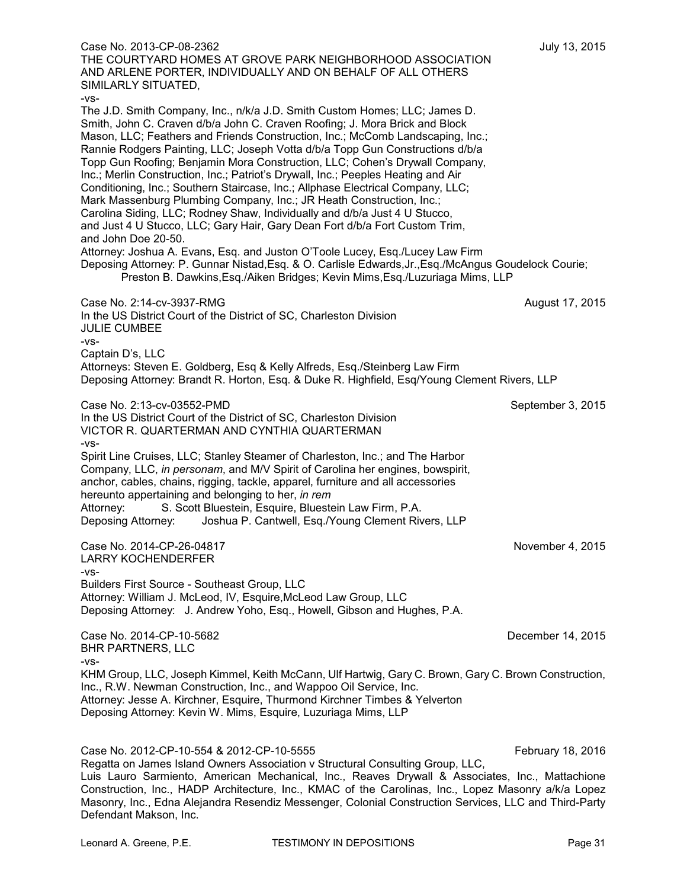Case No. 2013-CP-08-2362 July 13, 2015
THE COURTYARD HOMES AT GROVE PARK NEIGHBORHOOD ASSOCIATION AND ARLENE PORTER, INDIVIDUALLY AND ON BEHALF OF ALL OTHERS SIMILARLY SITUATED,
-vs-
The J.D. Smith Company, Inc., n/k/a J.D. Smith Custom Homes; LLC; James D. Smith, John C. Craven d/b/a John C. Craven Roofing; J. Mora Brick and Block Mason, LLC; Feathers and Friends Construction, Inc.; McComb Landscaping, Inc.; Rannie Rodgers Painting, LLC; Joseph Votta d/b/a Topp Gun Constructions d/b/a Topp Gun Roofing; Benjamin Mora Construction, LLC; Cohen's Drywall Company, Inc.; Merlin Construction, Inc.; Patriot's Drywall, Inc.; Peeples Heating and Air Conditioning, Inc.; Southern Staircase, Inc.; Allphase Electrical Company, LLC; Mark Massenburg Plumbing Company, Inc.; JR Heath Construction, Inc.; Carolina Siding, LLC; Rodney Shaw, Individually and d/b/a Just 4 U Stucco, and Just 4 U Stucco, LLC; Gary Hair, Gary Dean Fort d/b/a Fort Custom Trim, and John Doe 20-50.
Attorney: Joshua A. Evans, Esq. and Juston O'Toole Lucey, Esq./Lucey Law Firm
Deposing Attorney: P. Gunnar Nistad,Esq. & O. Carlisle Edwards,Jr.,Esq./McAngus Goudelock Courie; Preston B. Dawkins,Esq./Aiken Bridges; Kevin Mims,Esq./Luzuriaga Mims, LLP

Case No. 2:14-cv-3937-RMG August 17, 2015
In the US District Court of the District of SC, Charleston Division
JULIE CUMBEE
-vs-
Captain D's, LLC
Attorneys: Steven E. Goldberg, Esq & Kelly Alfreds, Esq./Steinberg Law Firm
Deposing Attorney: Brandt R. Horton, Esq. & Duke R. Highfield, Esq/Young Clement Rivers, LLP

Case No. 2:13-cv-03552-PMD September 3, 2015
In the US District Court of the District of SC, Charleston Division
VICTOR R. QUARTERMAN AND CYNTHIA QUARTERMAN
-vs-
Spirit Line Cruises, LLC; Stanley Steamer of Charleston, Inc.; and The Harbor Company, LLC, *in personam*, and M/V Spirit of Carolina her engines, bowspirit, anchor, cables, chains, rigging, tackle, apparel, furniture and all accessories hereunto appertaining and belonging to her, *in rem*
Attorney: S. Scott Bluestein, Esquire, Bluestein Law Firm, P.A.
Deposing Attorney: Joshua P. Cantwell, Esq./Young Clement Rivers, LLP

Case No. 2014-CP-26-04817 November 4, 2015
LARRY KOCHENDERFER
-vs-
Builders First Source - Southeast Group, LLC
Attorney: William J. McLeod, IV, Esquire,McLeod Law Group, LLC
Deposing Attorney: J. Andrew Yoho, Esq., Howell, Gibson and Hughes, P.A.

Case No. 2014-CP-10-5682 December 14, 2015
BHR PARTNERS, LLC
-vs-
KHM Group, LLC, Joseph Kimmel, Keith McCann, Ulf Hartwig, Gary C. Brown, Gary C. Brown Construction, Inc., R.W. Newman Construction, Inc., and Wappoo Oil Service, Inc.
Attorney: Jesse A. Kirchner, Esquire, Thurmond Kirchner Timbes & Yelverton
Deposing Attorney: Kevin W. Mims, Esquire, Luzuriaga Mims, LLP

Case No. 2012-CP-10-554 & 2012-CP-10-5555 February 18, 2016
Regatta on James Island Owners Association v Structural Consulting Group, LLC, Luis Lauro Sarmiento, American Mechanical, Inc., Reaves Drywall & Associates, Inc., Mattachione Construction, Inc., HADP Architecture, Inc., KMAC of the Carolinas, Inc., Lopez Masonry a/k/a Lopez Masonry, Inc., Edna Alejandra Resendiz Messenger, Colonial Construction Services, LLC and Third-Party Defendant Makson, Inc.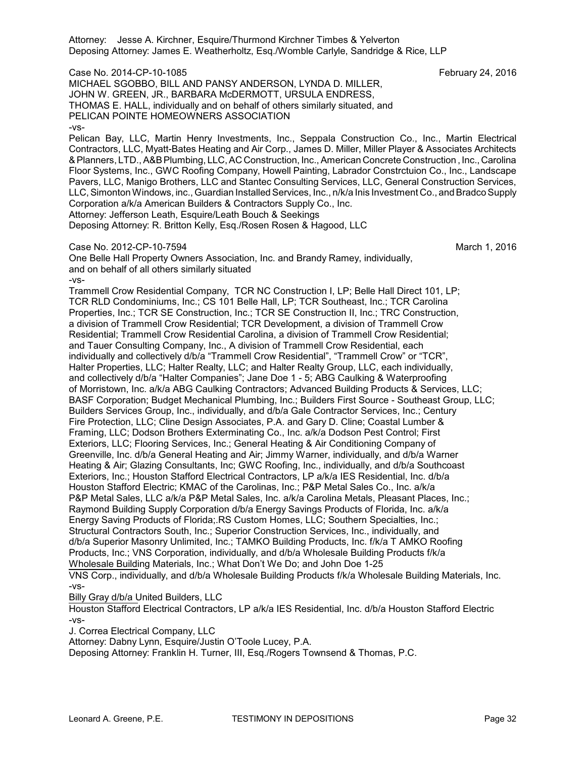Attorney: Jesse A. Kirchner, Esquire/Thurmond Kirchner Timbes & Yelverton
Deposing Attorney: James E. Weatherholtz, Esq./Womble Carlyle, Sandridge & Rice, LLP

Case No. 2014-CP-10-1085 February 24, 2016
MICHAEL SGOBBO, BILL AND PANSY ANDERSON, LYNDA D. MILLER, JOHN W. GREEN, JR., BARBARA McDERMOTT, URSULA ENDRESS, THOMAS E. HALL, individually and on behalf of others similarly situated, and PELICAN POINTE HOMEOWNERS ASSOCIATION
-vs-
Pelican Bay, LLC, Martin Henry Investments, Inc., Seppala Construction Co., Inc., Martin Electrical Contractors, LLC, Myatt-Bates Heating and Air Corp., James D. Miller, Miller Player & Associates Architects & Planners, LTD., A&B Plumbing, LLC, AC Construction, Inc., American Concrete Construction , Inc., Carolina Floor Systems, Inc., GWC Roofing Company, Howell Painting, Labrador Constrctuion Co., Inc., Landscape Pavers, LLC, Manigo Brothers, LLC and Stantec Consulting Services, LLC, General Construction Services, LLC, Simonton Windows, inc., Guardian Installed Services, Inc., n/k/a Inis Investment Co., and Bradco Supply Corporation a/k/a American Builders & Contractors Supply Co., Inc.
Attorney: Jefferson Leath, Esquire/Leath Bouch & Seekings
Deposing Attorney: R. Britton Kelly, Esq./Rosen Rosen & Hagood, LLC

Case No. 2012-CP-10-7594 March 1, 2016
One Belle Hall Property Owners Association, Inc. and Brandy Ramey, individually, and on behalf of all others similarly situated
-vs-
Trammell Crow Residential Company, TCR NC Construction I, LP; Belle Hall Direct 101, LP; TCR RLD Condominiums, Inc.; CS 101 Belle Hall, LP; TCR Southeast, Inc.; TCR Carolina Properties, Inc.; TCR SE Construction, Inc.; TCR SE Construction II, Inc.; TRC Construction, a division of Trammell Crow Residential; TCR Development, a division of Trammell Crow Residential; Trammell Crow Residential Carolina, a division of Trammell Crow Residential; and Tauer Consulting Company, Inc., A division of Trammell Crow Residential, each individually and collectively d/b/a "Trammell Crow Residential", "Trammell Crow" or "TCR", Halter Properties, LLC; Halter Realty, LLC; and Halter Realty Group, LLC, each individually, and collectively d/b/a "Halter Companies"; Jane Doe 1 - 5; ABG Caulking & Waterproofing of Morristown, Inc. a/k/a ABG Caulking Contractors; Advanced Building Products & Services, LLC; BASF Corporation; Budget Mechanical Plumbing, Inc.; Builders First Source - Southeast Group, LLC; Builders Services Group, Inc., individually, and d/b/a Gale Contractor Services, Inc.; Century Fire Protection, LLC; Cline Design Associates, P.A. and Gary D. Cline; Coastal Lumber & Framing, LLC; Dodson Brothers Exterminating Co., Inc. a/k/a Dodson Pest Control; First Exteriors, LLC; Flooring Services, Inc.; General Heating & Air Conditioning Company of Greenville, Inc. d/b/a General Heating and Air; Jimmy Warner, individually, and d/b/a Warner Heating & Air; Glazing Consultants, Inc; GWC Roofing, Inc., individually, and d/b/a Southcoast Exteriors, Inc.; Houston Stafford Electrical Contractors, LP a/k/a IES Residential, Inc. d/b/a Houston Stafford Electric; KMAC of the Carolinas, Inc.; P&P Metal Sales Co., Inc. a/k/a P&P Metal Sales, LLC a/k/a P&P Metal Sales, Inc. a/k/a Carolina Metals, Pleasant Places, Inc.; Raymond Building Supply Corporation d/b/a Energy Savings Products of Florida, Inc. a/k/a Energy Saving Products of Florida;.RS Custom Homes, LLC; Southern Specialties, Inc.; Structural Contractors South, Inc.; Superior Construction Services, Inc., individually, and d/b/a Superior Masonry Unlimited, Inc.; TAMKO Building Products, Inc. f/k/a T AMKO Roofing Products, Inc.; VNS Corporation, individually, and d/b/a Wholesale Building Products f/k/a Wholesale Building Materials, Inc.; What Don't We Do; and John Doe 1-25
VNS Corp., individually, and d/b/a Wholesale Building Products f/k/a Wholesale Building Materials, Inc.
-vs-
Billy Gray d/b/a United Builders, LLC
Houston Stafford Electrical Contractors, LP a/k/a IES Residential, Inc. d/b/a Houston Stafford Electric
-vs-
J. Correa Electrical Company, LLC
Attorney: Dabny Lynn, Esquire/Justin O'Toole Lucey, P.A.
Deposing Attorney: Franklin H. Turner, III, Esq./Rogers Townsend & Thomas, P.C.